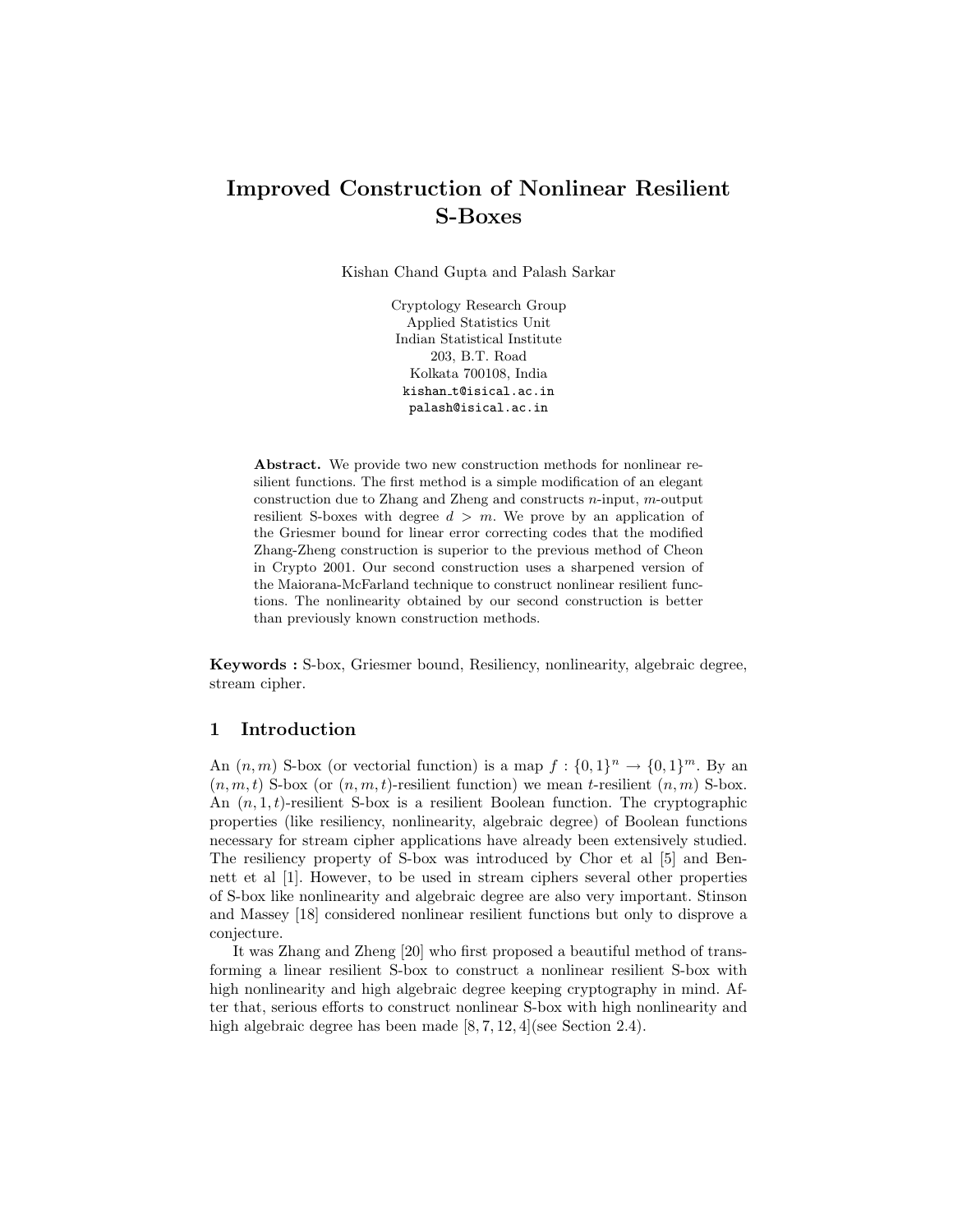# Improved Construction of Nonlinear Resilient S-Boxes

Kishan Chand Gupta and Palash Sarkar

Cryptology Research Group
Applied Statistics Unit
Indian Statistical Institute
203, B.T. Road
Kolkata 700108, India
kishan_t@isical.ac.in
palash@isical.ac.in

**Abstract.** We provide two new construction methods for nonlinear resilient functions. The first method is a simple modification of an elegant construction due to Zhang and Zheng and constructs $n$-input, $m$-output resilient S-boxes with degree $d > m$. We prove by an application of the Griesmer bound for linear error correcting codes that the modified Zhang-Zheng construction is superior to the previous method of Cheon in Crypto 2001. Our second construction uses a sharpened version of the Maiorana-McFarland technique to construct nonlinear resilient functions. The nonlinearity obtained by our second construction is better than previously known construction methods.

**Keywords :** S-box, Griesmer bound, Resiliency, nonlinearity, algebraic degree, stream cipher.

## 1 Introduction

An $(n, m)$ S-box (or vectorial function) is a map $f : \{0, 1\}^n \rightarrow \{0, 1\}^m$. By an $(n, m, t)$ S-box (or $(n, m, t)$-resilient function) we mean $t$-resilient $(n, m)$ S-box. An $(n, 1, t)$-resilient S-box is a resilient Boolean function. The cryptographic properties (like resiliency, nonlinearity, algebraic degree) of Boolean functions necessary for stream cipher applications have already been extensively studied. The resiliency property of S-box was introduced by Chor et al [5] and Bennett et al [1]. However, to be used in stream ciphers several other properties of S-box like nonlinearity and algebraic degree are also very important. Stinson and Massey [18] considered nonlinear resilient functions but only to disprove a conjecture.

It was Zhang and Zheng [20] who first proposed a beautiful method of transforming a linear resilient S-box to construct a nonlinear resilient S-box with high nonlinearity and high algebraic degree keeping cryptography in mind. After that, serious efforts to construct nonlinear S-box with high nonlinearity and high algebraic degree has been made [8, 7, 12, 4](see Section 2.4).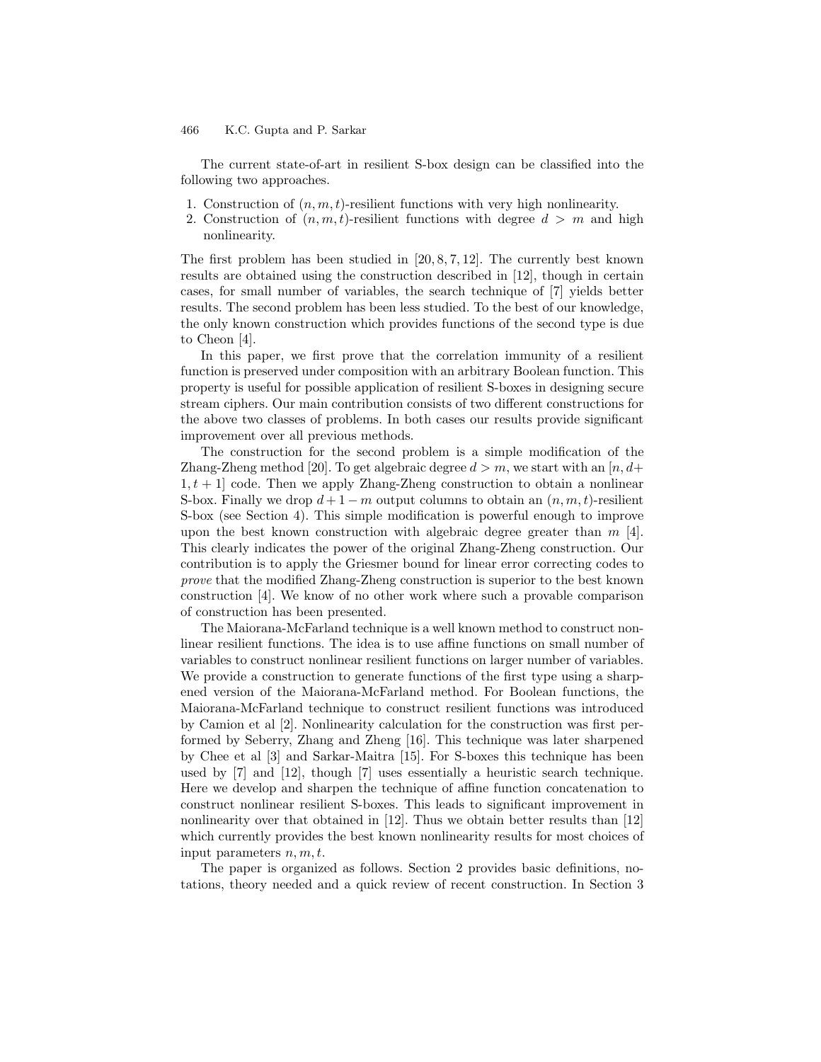The current state-of-art in resilient S-box design can be classified into the following two approaches.

1. Construction of $(n, m, t)$-resilient functions with very high nonlinearity.
2. Construction of $(n, m, t)$-resilient functions with degree $d > m$ and high nonlinearity.

The first problem has been studied in [20, 8, 7, 12]. The currently best known results are obtained using the construction described in [12], though in certain cases, for small number of variables, the search technique of [7] yields better results. The second problem has been less studied. To the best of our knowledge, the only known construction which provides functions of the second type is due to Cheon [4].

In this paper, we first prove that the correlation immunity of a resilient function is preserved under composition with an arbitrary Boolean function. This property is useful for possible application of resilient S-boxes in designing secure stream ciphers. Our main contribution consists of two different constructions for the above two classes of problems. In both cases our results provide significant improvement over all previous methods.

The construction for the second problem is a simple modification of the Zhang-Zheng method [20]. To get algebraic degree $d > m$, we start with an $[n, d + 1, t + 1]$ code. Then we apply Zhang-Zheng construction to obtain a nonlinear S-box. Finally we drop $d + 1 - m$ output columns to obtain an $(n, m, t)$-resilient S-box (see Section 4). This simple modification is powerful enough to improve upon the best known construction with algebraic degree greater than $m$ [4]. This clearly indicates the power of the original Zhang-Zheng construction. Our contribution is to apply the Griesmer bound for linear error correcting codes to *prove* that the modified Zhang-Zheng construction is superior to the best known construction [4]. We know of no other work where such a provable comparison of construction has been presented.

The Maiorana-McFarland technique is a well known method to construct nonlinear resilient functions. The idea is to use affine functions on small number of variables to construct nonlinear resilient functions on larger number of variables. We provide a construction to generate functions of the first type using a sharpened version of the Maiorana-McFarland method. For Boolean functions, the Maiorana-McFarland technique to construct resilient functions was introduced by Camion et al [2]. Nonlinearity calculation for the construction was first performed by Seberry, Zhang and Zheng [16]. This technique was later sharpened by Chee et al [3] and Sarkar-Maitra [15]. For S-boxes this technique has been used by [7] and [12], though [7] uses essentially a heuristic search technique. Here we develop and sharpen the technique of affine function concatenation to construct nonlinear resilient S-boxes. This leads to significant improvement in nonlinearity over that obtained in [12]. Thus we obtain better results than [12] which currently provides the best known nonlinearity results for most choices of input parameters $n, m, t$.

The paper is organized as follows. Section 2 provides basic definitions, notations, theory needed and a quick review of recent construction. In Section 3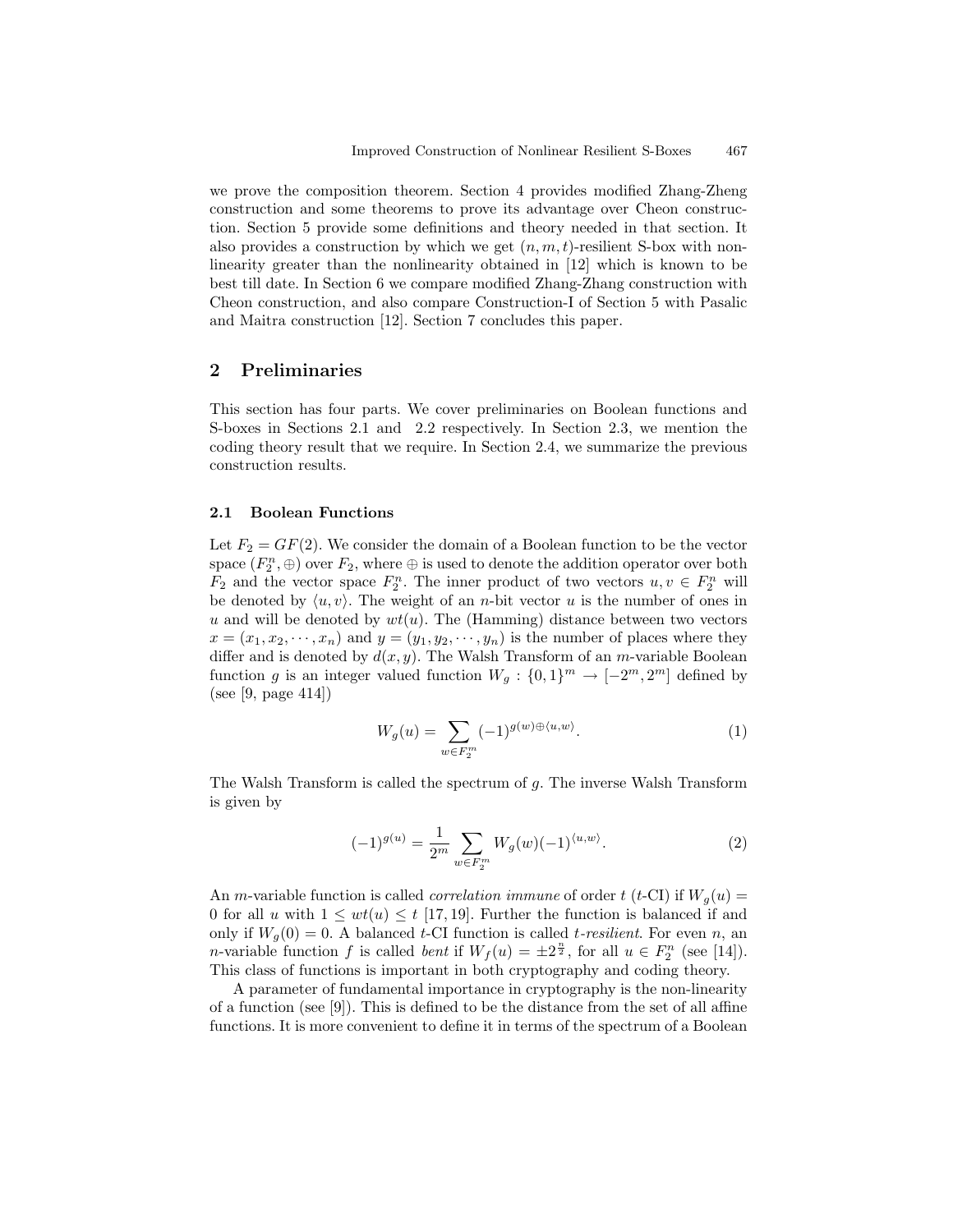we prove the composition theorem. Section 4 provides modified Zhang-Zheng construction and some theorems to prove its advantage over Cheon construction. Section 5 provide some definitions and theory needed in that section. It also provides a construction by which we get $(n, m, t)$-resilient S-box with nonlinearity greater than the nonlinearity obtained in [12] which is known to be best till date. In Section 6 we compare modified Zhang-Zhang construction with Cheon construction, and also compare Construction-I of Section 5 with Pasalic and Maitra construction [12]. Section 7 concludes this paper.

## 2 Preliminaries

This section has four parts. We cover preliminaries on Boolean functions and S-boxes in Sections 2.1 and 2.2 respectively. In Section 2.3, we mention the coding theory result that we require. In Section 2.4, we summarize the previous construction results.

### 2.1 Boolean Functions

Let $F_2 = GF(2)$. We consider the domain of a Boolean function to be the vector space $(F_2^n, \oplus)$ over $F_2$, where $\oplus$ is used to denote the addition operator over both $F_2$ and the vector space $F_2^n$. The inner product of two vectors $u, v \in F_2^n$ will be denoted by $\langle u, v \rangle$. The weight of an $n$-bit vector $u$ is the number of ones in $u$ and will be denoted by $wt(u)$. The (Hamming) distance between two vectors $x = (x_1, x_2, \cdots, x_n)$ and $y = (y_1, y_2, \cdots, y_n)$ is the number of places where they differ and is denoted by $d(x, y)$. The Walsh Transform of an $m$-variable Boolean function $g$ is an integer valued function $W_g : \{0, 1\}^m \rightarrow [-2^m, 2^m]$ defined by (see [9, page 414])

$$W_g(u) = \sum_{w \in F_2^m} (-1)^{g(w) \oplus \langle u, w \rangle}. \tag{1}$$

The Walsh Transform is called the spectrum of $g$. The inverse Walsh Transform is given by

$$(-1)^{g(u)} = \frac{1}{2^m} \sum_{w \in F_2^m} W_g(w)(-1)^{\langle u, w \rangle}. \tag{2}$$

An $m$-variable function is called *correlation immune* of order $t$ ($t$-CI) if $W_g(u) = 0$ for all $u$ with $1 \leq wt(u) \leq t$ [17, 19]. Further the function is balanced if and only if $W_g(0) = 0$. A balanced $t$-CI function is called *$t$-resilient*. For even $n$, an $n$-variable function $f$ is called *bent* if $W_f(u) = \pm 2^{\frac{n}{2}}$, for all $u \in F_2^n$ (see [14]). This class of functions is important in both cryptography and coding theory.

A parameter of fundamental importance in cryptography is the non-linearity of a function (see [9]). This is defined to be the distance from the set of all affine functions. It is more convenient to define it in terms of the spectrum of a Boolean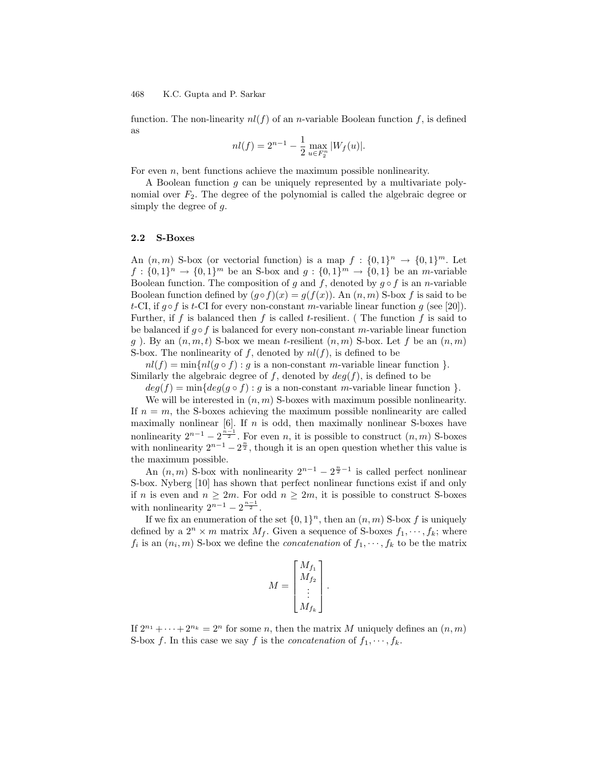function. The non-linearity $nl(f)$ of an $n$-variable Boolean function $f$, is defined as

$$nl(f) = 2^{n-1} - \frac{1}{2} \max_{u \in F_2^n} |W_f(u)|.$$

For even $n$, bent functions achieve the maximum possible nonlinearity.

A Boolean function $g$ can be uniquely represented by a multivariate polynomial over $F_2$. The degree of the polynomial is called the algebraic degree or simply the degree of $g$.

### 2.2 S-Boxes

An $(n, m)$ S-box (or vectorial function) is a map $f : \{0,1\}^n \rightarrow \{0,1\}^m$. Let $f : \{0,1\}^n \rightarrow \{0,1\}^m$ be an S-box and $g : \{0,1\}^m \rightarrow \{0,1\}$ be an $m$-variable Boolean function. The composition of $g$ and $f$, denoted by $g \circ f$ is an $n$-variable Boolean function defined by $(g \circ f)(x) = g(f(x))$. An $(n, m)$ S-box $f$ is said to be $t$-CI, if $g \circ f$ is $t$-CI for every non-constant $m$-variable linear function $g$ (see [20]). Further, if $f$ is balanced then $f$ is called $t$-resilient. ( The function $f$ is said to be balanced if $g \circ f$ is balanced for every non-constant $m$-variable linear function $g$ ). By an $(n, m, t)$ S-box we mean $t$-resilient $(n, m)$ S-box. Let $f$ be an $(n, m)$ S-box. The nonlinearity of $f$, denoted by $nl(f)$, is defined to be

$nl(f) = \min\{nl(g \circ f) : g$ is a non-constant $m$-variable linear function $\}$.

Similarly the algebraic degree of $f$, denoted by $deg(f)$, is defined to be

$deg(f) = \min\{deg(g \circ f) : g$ is a non-constant $m$-variable linear function $\}$.

We will be interested in $(n, m)$ S-boxes with maximum possible nonlinearity. If $n = m$, the S-boxes achieving the maximum possible nonlinearity are called maximally nonlinear [6]. If $n$ is odd, then maximally nonlinear S-boxes have nonlinearity $2^{n-1} - 2^{\frac{n-1}{2}}$. For even $n$, it is possible to construct $(n, m)$ S-boxes with nonlinearity $2^{n-1} - 2^{\frac{n}{2}}$, though it is an open question whether this value is the maximum possible.

An $(n, m)$ S-box with nonlinearity $2^{n-1} - 2^{\frac{n}{2}-1}$ is called perfect nonlinear S-box. Nyberg [10] has shown that perfect nonlinear functions exist if and only if $n$ is even and $n \geq 2m$. For odd $n \geq 2m$, it is possible to construct S-boxes with nonlinearity $2^{n-1} - 2^{\frac{n-1}{2}}$.

If we fix an enumeration of the set $\{0,1\}^n$, then an $(n, m)$ S-box $f$ is uniquely defined by a $2^n \times m$ matrix $M_f$. Given a sequence of S-boxes $f_1, \cdots, f_k$; where $f_i$ is an $(n_i, m)$ S-box we define the *concatenation* of $f_1, \cdots, f_k$ to be the matrix

$$M = \begin{bmatrix} M_{f_1} \\ M_{f_2} \\ \vdots \\ M_{f_k} \end{bmatrix}.$$

If $2^{n_1} + \cdots + 2^{n_k} = 2^n$ for some $n$, then the matrix $M$ uniquely defines an $(n, m)$ S-box $f$. In this case we say $f$ is the *concatenation* of $f_1, \cdots, f_k$.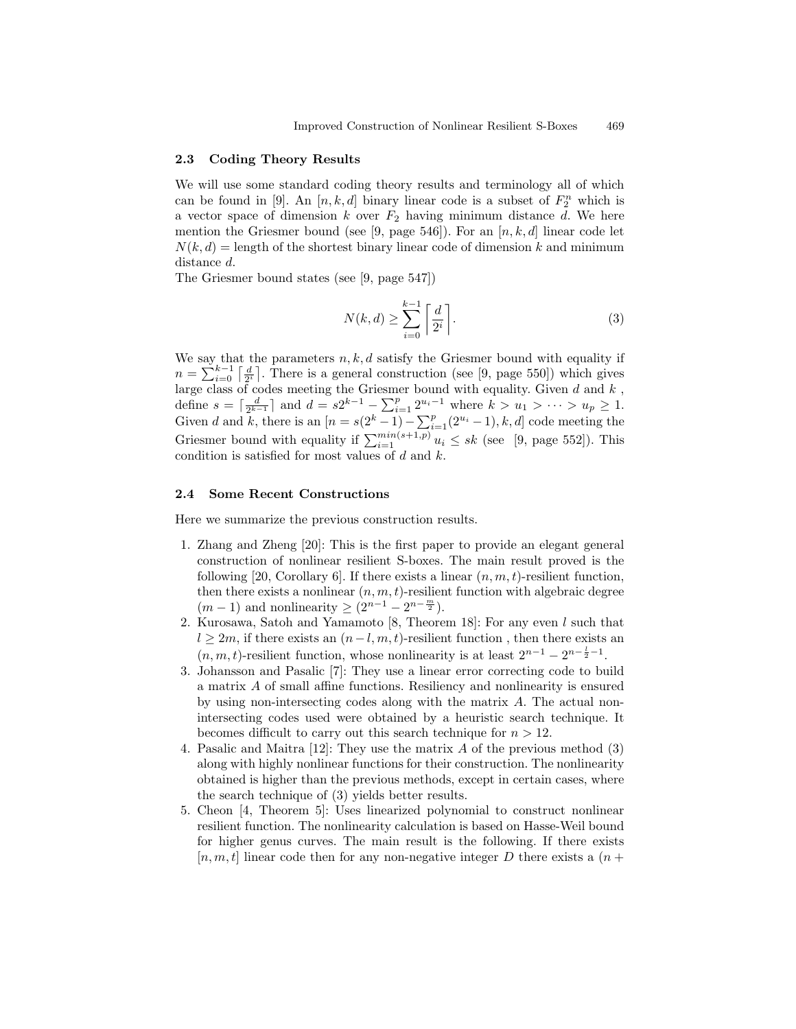### 2.3 Coding Theory Results

We will use some standard coding theory results and terminology all of which can be found in [9]. An $[n, k, d]$ binary linear code is a subset of $F_2^n$ which is a vector space of dimension $k$ over $F_2$ having minimum distance $d$. We here mention the Griesmer bound (see [9, page 546]). For an $[n, k, d]$ linear code let $N(k, d)$ = length of the shortest binary linear code of dimension $k$ and minimum distance $d$.

The Griesmer bound states (see [9, page 547])

$$N(k, d) \geq \sum_{i=0}^{k-1} \left\lceil \frac{d}{2^i} \right\rceil. \tag{3}$$

We say that the parameters $n, k, d$ satisfy the Griesmer bound with equality if $n = \sum_{i=0}^{k-1} \lceil \frac{d}{2^i} \rceil$. There is a general construction (see [9, page 550]) which gives large class of codes meeting the Griesmer bound with equality. Given $d$ and $k$ , define $s = \lceil \frac{d}{2^{k-1}} \rceil$ and $d = s2^{k-1} - \sum_{i=1}^{p} 2^{u_i - 1}$ where $k > u_1 > \cdots > u_p \geq 1$. Given $d$ and $k$, there is an $[n = s(2^k - 1) - \sum_{i=1}^{p}(2^{u_i} - 1), k, d]$ code meeting the Griesmer bound with equality if $\sum_{i=1}^{min(s+1,p)} u_i \leq sk$ (see [9, page 552]). This condition is satisfied for most values of $d$ and $k$.

### 2.4 Some Recent Constructions

Here we summarize the previous construction results.

1. Zhang and Zheng [20]: This is the first paper to provide an elegant general construction of nonlinear resilient S-boxes. The main result proved is the following [20, Corollary 6]. If there exists a linear $(n, m, t)$-resilient function, then there exists a nonlinear $(n, m, t)$-resilient function with algebraic degree $(m - 1)$ and nonlinearity $\geq (2^{n-1} - 2^{n - \frac{m}{2}})$.
2. Kurosawa, Satoh and Yamamoto [8, Theorem 18]: For any even $l$ such that $l \geq 2m$, if there exists an $(n - l, m, t)$-resilient function , then there exists an $(n, m, t)$-resilient function, whose nonlinearity is at least $2^{n-1} - 2^{n - \frac{l}{2} - 1}$.
3. Johansson and Pasalic [7]: They use a linear error correcting code to build a matrix $A$ of small affine functions. Resiliency and nonlinearity is ensured by using non-intersecting codes along with the matrix $A$. The actual non-intersecting codes used were obtained by a heuristic search technique. It becomes difficult to carry out this search technique for $n > 12$.
4. Pasalic and Maitra [12]: They use the matrix $A$ of the previous method (3) along with highly nonlinear functions for their construction. The nonlinearity obtained is higher than the previous methods, except in certain cases, where the search technique of (3) yields better results.
5. Cheon [4, Theorem 5]: Uses linearized polynomial to construct nonlinear resilient function. The nonlinearity calculation is based on Hasse-Weil bound for higher genus curves. The main result is the following. If there exists $[n, m, t]$ linear code then for any non-negative integer $D$ there exists a $(n +$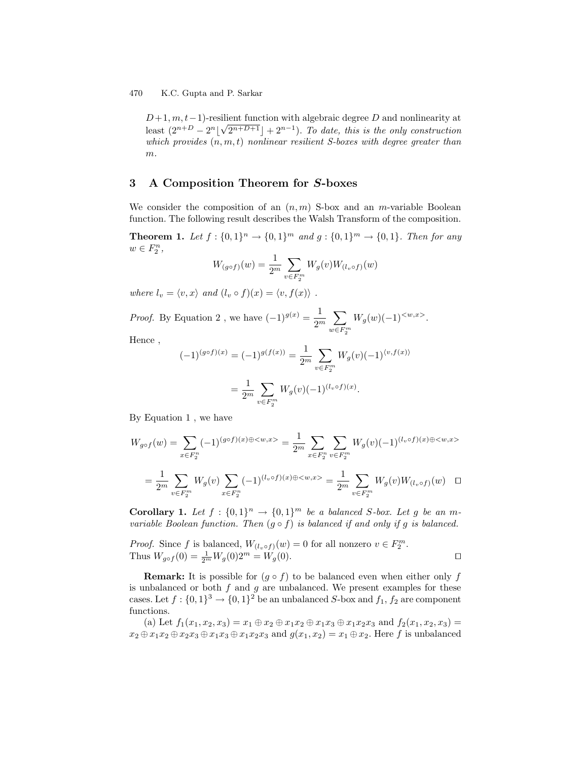$D+1, m, t-1$)-resilient function with algebraic degree $D$ and nonlinearity at least $(2^{n+D} - 2^n\lfloor\sqrt{2^{n+D+1}}\rfloor + 2^{n-1})$. *To date, this is the only construction which provides $(n, m, t)$ nonlinear resilient S-boxes with degree greater than $m$.*

## 3 A Composition Theorem for *S*-boxes

We consider the composition of an $(n, m)$ S-box and an $m$-variable Boolean function. The following result describes the Walsh Transform of the composition.

**Theorem 1.** *Let $f : \{0,1\}^n \to \{0,1\}^m$ and $g : \{0,1\}^m \to \{0,1\}$. Then for any $w \in F_2^n$,*

$$W_{(g\circ f)}(w) = \frac{1}{2^m}\sum_{v\in F_2^m} W_g(v)W_{(l_v\circ f)}(w)$$

*where $l_v = \langle v, x\rangle$ and $(l_v \circ f)(x) = \langle v, f(x)\rangle$ .*

*Proof.* By Equation 2 , we have $(-1)^{g(x)} = \frac{1}{2^m}\sum_{w\in F_2^m} W_g(w)(-1)^{<w,x>}$.

Hence ,

$$(-1)^{(g\circ f)(x)} = (-1)^{g(f(x))} = \frac{1}{2^m}\sum_{v\in F_2^m} W_g(v)(-1)^{\langle v,f(x)\rangle}$$

$$= \frac{1}{2^m}\sum_{v\in F_2^m} W_g(v)(-1)^{(l_v\circ f)(x)}.$$

By Equation 1 , we have

$$W_{g\circ f}(w) = \sum_{x\in F_2^n}(-1)^{(g\circ f)(x)\oplus<w,x>} = \frac{1}{2^m}\sum_{x\in F_2^n}\sum_{v\in F_2^m} W_g(v)(-1)^{(l_v\circ f)(x)\oplus<w,x>}$$

$$= \frac{1}{2^m}\sum_{v\in F_2^m} W_g(v)\sum_{x\in F_2^n}(-1)^{(l_v\circ f)(x)\oplus<w,x>} = \frac{1}{2^m}\sum_{v\in F_2^m} W_g(v)W_{(l_v\circ f)}(w) \quad \square$$

**Corollary 1.** *Let $f : \{0,1\}^n \to \{0,1\}^m$ be a balanced S-box. Let $g$ be an $m$-variable Boolean function. Then $(g \circ f)$ is balanced if and only if $g$ is balanced.*

*Proof.* Since $f$ is balanced, $W_{(l_v\circ f)}(w) = 0$ for all nonzero $v \in F_2^m$.
Thus $W_{g\circ f}(0) = \frac{1}{2^m}W_g(0)2^m = W_g(0)$. $\square$

**Remark:** It is possible for $(g \circ f)$ to be balanced even when either only $f$ is unbalanced or both $f$ and $g$ are unbalanced. We present examples for these cases. Let $f : \{0,1\}^3 \to \{0,1\}^2$ be an unbalanced $S$-box and $f_1$, $f_2$ are component functions.

(a) Let $f_1(x_1, x_2, x_3) = x_1 \oplus x_2 \oplus x_1x_2 \oplus x_1x_3 \oplus x_1x_2x_3$ and $f_2(x_1, x_2, x_3) = x_2 \oplus x_1x_2 \oplus x_2x_3 \oplus x_1x_3 \oplus x_1x_2x_3$ and $g(x_1, x_2) = x_1 \oplus x_2$. Here $f$ is unbalanced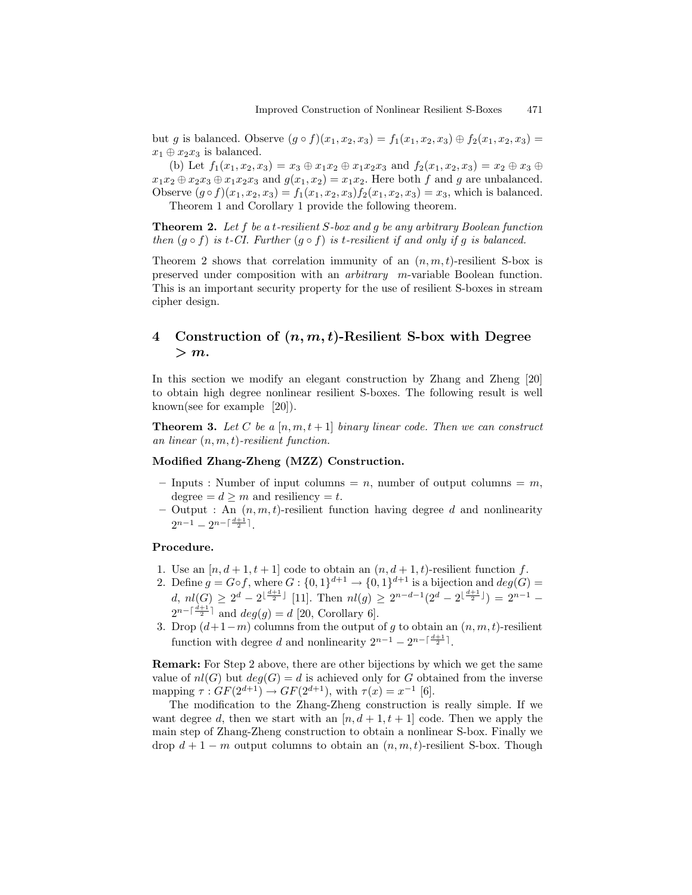but $g$ is balanced. Observe $(g \circ f)(x_1, x_2, x_3) = f_1(x_1, x_2, x_3) \oplus f_2(x_1, x_2, x_3) = x_1 \oplus x_2 x_3$ is balanced.

(b) Let $f_1(x_1, x_2, x_3) = x_3 \oplus x_1 x_2 \oplus x_1 x_2 x_3$ and $f_2(x_1, x_2, x_3) = x_2 \oplus x_3 \oplus x_1 x_2 \oplus x_2 x_3 \oplus x_1 x_2 x_3$ and $g(x_1, x_2) = x_1 x_2$. Here both $f$ and $g$ are unbalanced. Observe $(g \circ f)(x_1, x_2, x_3) = f_1(x_1, x_2, x_3) f_2(x_1, x_2, x_3) = x_3$, which is balanced.

Theorem 1 and Corollary 1 provide the following theorem.

**Theorem 2.** *Let $f$ be a $t$-resilient S-box and $g$ be any arbitrary Boolean function then $(g \circ f)$ is $t$-CI. Further $(g \circ f)$ is $t$-resilient if and only if $g$ is balanced.*

Theorem 2 shows that correlation immunity of an $(n, m, t)$-resilient S-box is preserved under composition with an *arbitrary* $m$-variable Boolean function. This is an important security property for the use of resilient S-boxes in stream cipher design.

## 4 Construction of $(n, m, t)$-Resilient S-box with Degree $> m$.

In this section we modify an elegant construction by Zhang and Zheng [20] to obtain high degree nonlinear resilient S-boxes. The following result is well known(see for example [20]).

**Theorem 3.** *Let $C$ be a $[n, m, t+1]$ binary linear code. Then we can construct an linear $(n, m, t)$-resilient function.*

**Modified Zhang-Zheng (MZZ) Construction.**

- Inputs : Number of input columns = $n$, number of output columns = $m$, degree = $d \geq m$ and resiliency = $t$.
- Output : An $(n, m, t)$-resilient function having degree $d$ and nonlinearity $2^{n-1} - 2^{n - \lceil \frac{d+1}{2} \rceil}$.

**Procedure.**

1. Use an $[n, d+1, t+1]$ code to obtain an $(n, d+1, t)$-resilient function $f$.
2. Define $g = G \circ f$, where $G : \{0,1\}^{d+1} \to \{0,1\}^{d+1}$ is a bijection and $deg(G) = d$, $nl(G) \geq 2^d - 2^{\lfloor \frac{d+1}{2} \rfloor}$ [11]. Then $nl(g) \geq 2^{n-d-1}(2^d - 2^{\lfloor \frac{d+1}{2} \rfloor}) = 2^{n-1} - 2^{n - \lceil \frac{d+1}{2} \rceil}$ and $deg(g) = d$ [20, Corollary 6].
3. Drop $(d+1-m)$ columns from the output of $g$ to obtain an $(n, m, t)$-resilient function with degree $d$ and nonlinearity $2^{n-1} - 2^{n - \lceil \frac{d+1}{2} \rceil}$.

**Remark:** For Step 2 above, there are other bijections by which we get the same value of $nl(G)$ but $deg(G) = d$ is achieved only for $G$ obtained from the inverse mapping $\tau : GF(2^{d+1}) \to GF(2^{d+1})$, with $\tau(x) = x^{-1}$ [6].

The modification to the Zhang-Zheng construction is really simple. If we want degree $d$, then we start with an $[n, d+1, t+1]$ code. Then we apply the main step of Zhang-Zheng construction to obtain a nonlinear S-box. Finally we drop $d+1-m$ output columns to obtain an $(n, m, t)$-resilient S-box. Though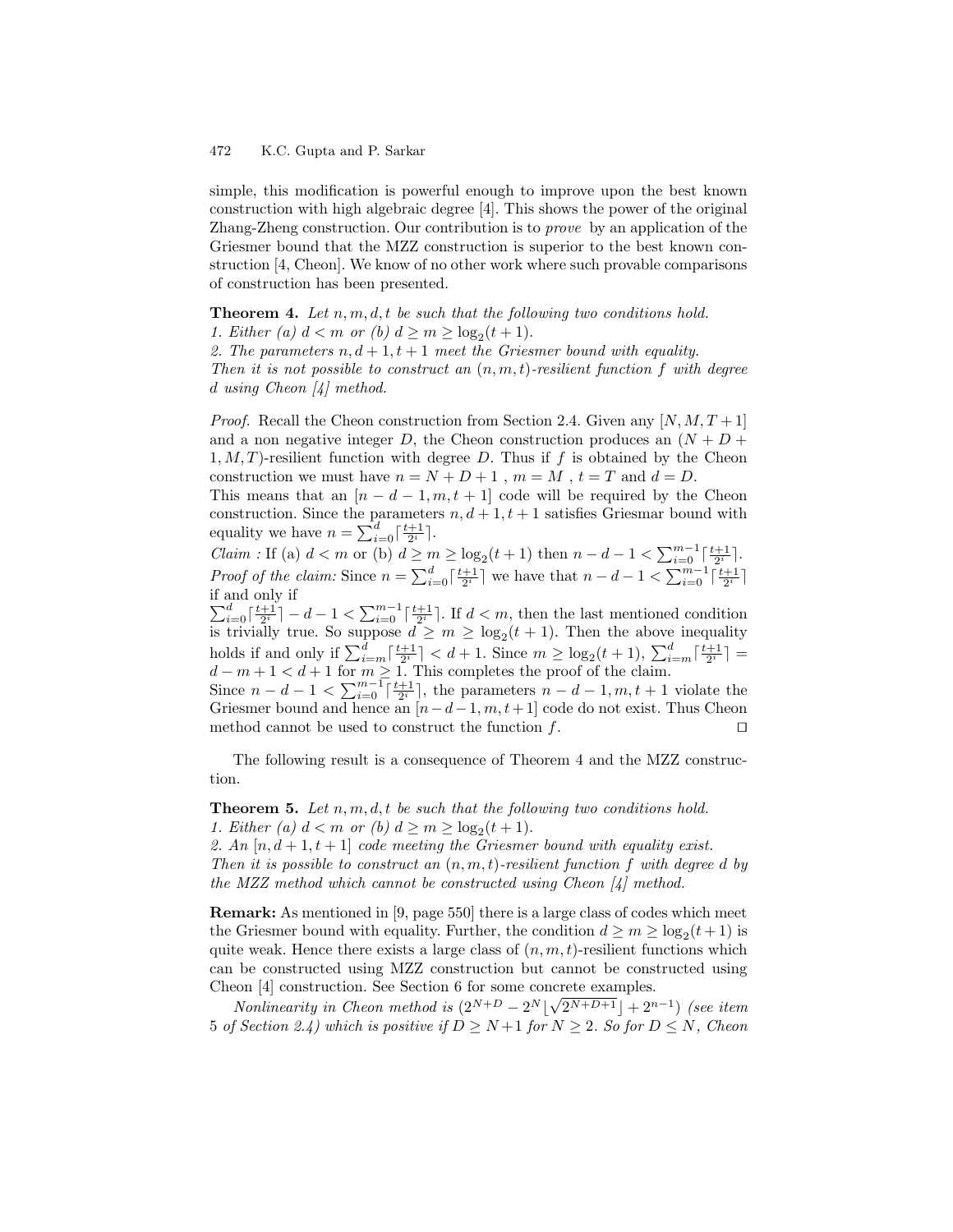simple, this modification is powerful enough to improve upon the best known construction with high algebraic degree [4]. This shows the power of the original Zhang-Zheng construction. Our contribution is to *prove* by an application of the Griesmer bound that the MZZ construction is superior to the best known construction [4, Cheon]. We know of no other work where such provable comparisons of construction has been presented.

**Theorem 4.** *Let $n, m, d, t$ be such that the following two conditions hold.*
*1. Either (a) $d < m$ or (b) $d \geq m \geq \log_2(t+1)$.*
*2. The parameters $n, d+1, t+1$ meet the Griesmer bound with equality.*
*Then it is not possible to construct an $(n, m, t)$-resilient function $f$ with degree $d$ using Cheon [4] method.*

*Proof.* Recall the Cheon construction from Section 2.4. Given any $[N, M, T+1]$ and a non negative integer $D$, the Cheon construction produces an $(N+D+1, M, T)$-resilient function with degree $D$. Thus if $f$ is obtained by the Cheon construction we must have $n = N+D+1$ , $m = M$ , $t = T$ and $d = D$.
This means that an $[n-d-1, m, t+1]$ code will be required by the Cheon construction. Since the parameters $n, d+1, t+1$ satisfies Griesmar bound with equality we have $n = \sum_{i=0}^{d} \lceil \frac{t+1}{2^i} \rceil$.
*Claim :* If (a) $d < m$ or (b) $d \geq m \geq \log_2(t+1)$ then $n - d - 1 < \sum_{i=0}^{m-1} \lceil \frac{t+1}{2^i} \rceil$.
*Proof of the claim:* Since $n = \sum_{i=0}^{d} \lceil \frac{t+1}{2^i} \rceil$ we have that $n - d - 1 < \sum_{i=0}^{m-1} \lceil \frac{t+1}{2^i} \rceil$ if and only if
$\sum_{i=0}^{d} \lceil \frac{t+1}{2^i} \rceil - d - 1 < \sum_{i=0}^{m-1} \lceil \frac{t+1}{2^i} \rceil$. If $d < m$, then the last mentioned condition is trivially true. So suppose $d \geq m \geq \log_2(t+1)$. Then the above inequality holds if and only if $\sum_{i=m}^{d} \lceil \frac{t+1}{2^i} \rceil < d+1$. Since $m \geq \log_2(t+1)$, $\sum_{i=m}^{d} \lceil \frac{t+1}{2^i} \rceil = d - m + 1 < d + 1$ for $m \geq 1$. This completes the proof of the claim.
Since $n - d - 1 < \sum_{i=0}^{m-1} \lceil \frac{t+1}{2^i} \rceil$, the parameters $n-d-1, m, t+1$ violate the Griesmer bound and hence an $[n-d-1, m, t+1]$ code do not exist. Thus Cheon method cannot be used to construct the function $f$. $\square$

The following result is a consequence of Theorem 4 and the MZZ construction.

**Theorem 5.** *Let $n, m, d, t$ be such that the following two conditions hold.*
*1. Either (a) $d < m$ or (b) $d \geq m \geq \log_2(t+1)$.*
*2. An $[n, d+1, t+1]$ code meeting the Griesmer bound with equality exist.*
*Then it is possible to construct an $(n, m, t)$-resilient function $f$ with degree $d$ by the MZZ method which cannot be constructed using Cheon [4] method.*

**Remark:** As mentioned in [9, page 550] there is a large class of codes which meet the Griesmer bound with equality. Further, the condition $d \geq m \geq \log_2(t+1)$ is quite weak. Hence there exists a large class of $(n, m, t)$-resilient functions which can be constructed using MZZ construction but cannot be constructed using Cheon [4] construction. See Section 6 for some concrete examples.

*Nonlinearity in Cheon method is $(2^{N+D} - 2^N \lfloor \sqrt{2^{N+D+1}} \rfloor + 2^{n-1})$ (see item 5 of Section 2.4) which is positive if $D \geq N+1$ for $N \geq 2$. So for $D \leq N$, Cheon*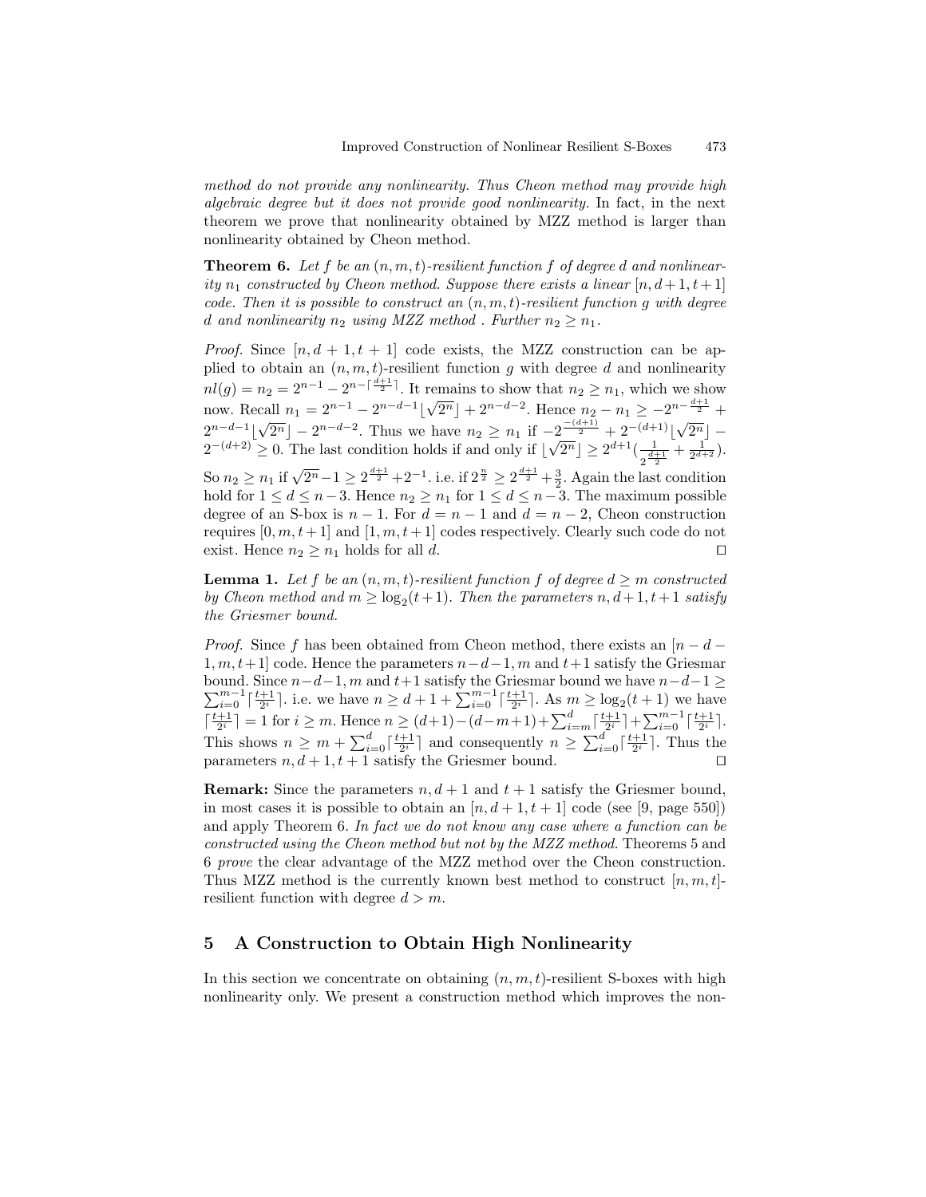*method do not provide any nonlinearity. Thus Cheon method may provide high algebraic degree but it does not provide good nonlinearity.* In fact, in the next theorem we prove that nonlinearity obtained by MZZ method is larger than nonlinearity obtained by Cheon method.

**Theorem 6.** *Let $f$ be an $(n, m, t)$-resilient function $f$ of degree $d$ and nonlinearity $n_1$ constructed by Cheon method. Suppose there exists a linear $[n, d+1, t+1]$ code. Then it is possible to construct an $(n, m, t)$-resilient function $g$ with degree $d$ and nonlinearity $n_2$ using MZZ method . Further $n_2 \geq n_1$.*

*Proof.* Since $[n, d+1, t+1]$ code exists, the MZZ construction can be applied to obtain an $(n, m, t)$-resilient function $g$ with degree $d$ and nonlinearity $nl(g) = n_2 = 2^{n-1} - 2^{n-\lceil \frac{d+1}{2} \rceil}$. It remains to show that $n_2 \geq n_1$, which we show now. Recall $n_1 = 2^{n-1} - 2^{n-d-1}\lfloor\sqrt{2^n}\rfloor + 2^{n-d-2}$. Hence $n_2 - n_1 \geq -2^{n-\frac{d+1}{2}} + 2^{n-d-1}\lfloor\sqrt{2^n}\rfloor - 2^{n-d-2}$. Thus we have $n_2 \geq n_1$ if $-2^{\frac{-(d+1)}{2}} + 2^{-(d+1)}\lfloor\sqrt{2^n}\rfloor - 2^{-(d+2)} \geq 0$. The last condition holds if and only if $\lfloor\sqrt{2^n}\rfloor \geq 2^{d+1}(\frac{1}{2^{\frac{d+1}{2}}} + \frac{1}{2^{d+2}})$. So $n_2 \geq n_1$ if $\sqrt{2^n} - 1 \geq 2^{\frac{d+1}{2}} + 2^{-1}$. i.e. if $2^{\frac{n}{2}} \geq 2^{\frac{d+1}{2}} + \frac{3}{2}$. Again the last condition hold for $1 \leq d \leq n-3$. Hence $n_2 \geq n_1$ for $1 \leq d \leq n-3$. The maximum possible degree of an S-box is $n-1$. For $d = n-1$ and $d = n-2$, Cheon construction requires $[0, m, t+1]$ and $[1, m, t+1]$ codes respectively. Clearly such code do not exist. Hence $n_2 \geq n_1$ holds for all $d$. ◻

**Lemma 1.** *Let $f$ be an $(n, m, t)$-resilient function $f$ of degree $d \geq m$ constructed by Cheon method and $m \geq \log_2(t+1)$. Then the parameters $n, d+1, t+1$ satisfy the Griesmer bound.*

*Proof.* Since $f$ has been obtained from Cheon method, there exists an $[n-d-1, m, t+1]$ code. Hence the parameters $n-d-1, m$ and $t+1$ satisfy the Griesmar bound. Since $n-d-1, m$ and $t+1$ satisfy the Griesmar bound we have $n-d-1 \geq \sum_{i=0}^{m-1}\lceil\frac{t+1}{2^i}\rceil$. i.e. we have $n \geq d+1+\sum_{i=0}^{m-1}\lceil\frac{t+1}{2^i}\rceil$. As $m \geq \log_2(t+1)$ we have $\lceil\frac{t+1}{2^i}\rceil = 1$ for $i \geq m$. Hence $n \geq (d+1)-(d-m+1)+\sum_{i=m}^{d}\lceil\frac{t+1}{2^i}\rceil+\sum_{i=0}^{m-1}\lceil\frac{t+1}{2^i}\rceil$. This shows $n \geq m + \sum_{i=0}^{d}\lceil\frac{t+1}{2^i}\rceil$ and consequently $n \geq \sum_{i=0}^{d}\lceil\frac{t+1}{2^i}\rceil$. Thus the parameters $n, d+1, t+1$ satisfy the Griesmer bound. ◻

**Remark:** Since the parameters $n, d+1$ and $t+1$ satisfy the Griesmer bound, in most cases it is possible to obtain an $[n, d+1, t+1]$ code (see [9, page 550]) and apply Theorem 6. *In fact we do not know any case where a function can be constructed using the Cheon method but not by the MZZ method.* Theorems 5 and 6 *prove* the clear advantage of the MZZ method over the Cheon construction. Thus MZZ method is the currently known best method to construct $[n, m, t]$-resilient function with degree $d > m$.

## 5 A Construction to Obtain High Nonlinearity

In this section we concentrate on obtaining $(n, m, t)$-resilient S-boxes with high nonlinearity only. We present a construction method which improves the non-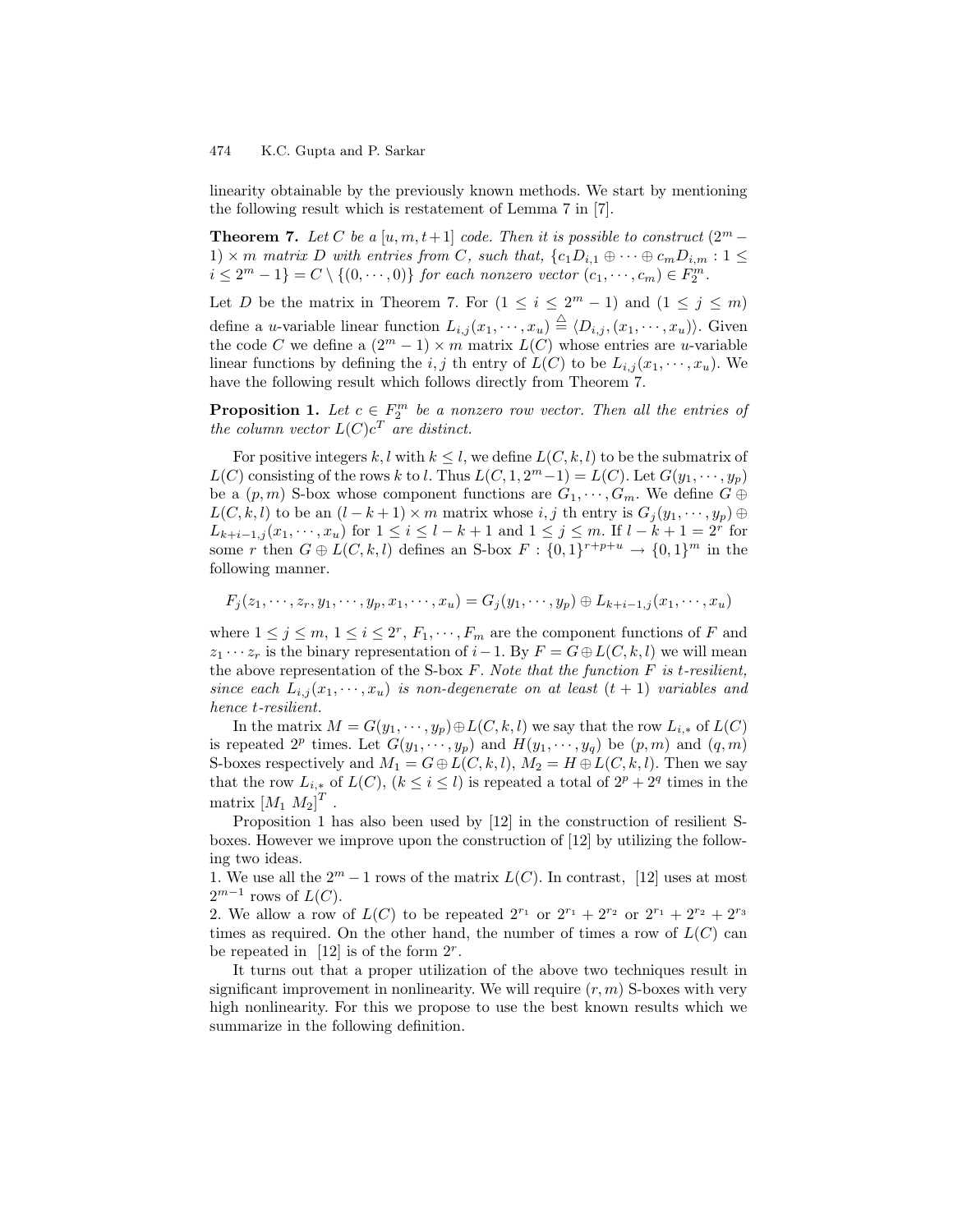linearity obtainable by the previously known methods. We start by mentioning the following result which is restatement of Lemma 7 in [7].

**Theorem 7.** *Let $C$ be a $[u, m, t+1]$ code. Then it is possible to construct $(2^m - 1) \times m$ matrix $D$ with entries from $C$, such that, $\{c_1 D_{i,1} \oplus \cdots \oplus c_m D_{i,m} : 1 \leq i \leq 2^m - 1\} = C \setminus \{(0, \cdots, 0)\}$ for each nonzero vector $(c_1, \cdots, c_m) \in F_2^m$.*

Let $D$ be the matrix in Theorem 7. For $(1 \leq i \leq 2^m - 1)$ and $(1 \leq j \leq m)$ define a $u$-variable linear function $L_{i,j}(x_1, \cdots, x_u) \stackrel{\triangle}{=} \langle D_{i,j}, (x_1, \cdots, x_u)\rangle$. Given the code $C$ we define a $(2^m - 1) \times m$ matrix $L(C)$ whose entries are $u$-variable linear functions by defining the $i, j$ th entry of $L(C)$ to be $L_{i,j}(x_1, \cdots, x_u)$. We have the following result which follows directly from Theorem 7.

**Proposition 1.** *Let $c \in F_2^m$ be a nonzero row vector. Then all the entries of the column vector $L(C)c^T$ are distinct.*

For positive integers $k, l$ with $k \leq l$, we define $L(C, k, l)$ to be the submatrix of $L(C)$ consisting of the rows $k$ to $l$. Thus $L(C, 1, 2^m - 1) = L(C)$. Let $G(y_1, \cdots, y_p)$ be a $(p, m)$ S-box whose component functions are $G_1, \cdots, G_m$. We define $G \oplus L(C, k, l)$ to be an $(l - k + 1) \times m$ matrix whose $i, j$ th entry is $G_j(y_1, \cdots, y_p) \oplus L_{k+i-1,j}(x_1, \cdots, x_u)$ for $1 \leq i \leq l - k + 1$ and $1 \leq j \leq m$. If $l - k + 1 = 2^r$ for some $r$ then $G \oplus L(C, k, l)$ defines an S-box $F : \{0, 1\}^{r+p+u} \to \{0, 1\}^m$ in the following manner.

$$F_j(z_1, \cdots, z_r, y_1, \cdots, y_p, x_1, \cdots, x_u) = G_j(y_1, \cdots, y_p) \oplus L_{k+i-1,j}(x_1, \cdots, x_u)$$

where $1 \leq j \leq m$, $1 \leq i \leq 2^r$, $F_1, \cdots, F_m$ are the component functions of $F$ and $z_1 \cdots z_r$ is the binary representation of $i - 1$. By $F = G \oplus L(C, k, l)$ we will mean the above representation of the S-box $F$. *Note that the function $F$ is $t$-resilient, since each $L_{i,j}(x_1, \cdots, x_u)$ is non-degenerate on at least $(t + 1)$ variables and hence $t$-resilient.*

In the matrix $M = G(y_1, \cdots, y_p) \oplus L(C, k, l)$ we say that the row $L_{i,*}$ of $L(C)$ is repeated $2^p$ times. Let $G(y_1, \cdots, y_p)$ and $H(y_1, \cdots, y_q)$ be $(p, m)$ and $(q, m)$ S-boxes respectively and $M_1 = G \oplus L(C, k, l)$, $M_2 = H \oplus L(C, k, l)$. Then we say that the row $L_{i,*}$ of $L(C)$, $(k \leq i \leq l)$ is repeated a total of $2^p + 2^q$ times in the matrix $[M_1\ M_2]^T$ .

Proposition 1 has also been used by [12] in the construction of resilient S-boxes. However we improve upon the construction of [12] by utilizing the following two ideas.

1. We use all the $2^m - 1$ rows of the matrix $L(C)$. In contrast, [12] uses at most $2^{m-1}$ rows of $L(C)$.
2. We allow a row of $L(C)$ to be repeated $2^{r_1}$ or $2^{r_1} + 2^{r_2}$ or $2^{r_1} + 2^{r_2} + 2^{r_3}$ times as required. On the other hand, the number of times a row of $L(C)$ can be repeated in [12] is of the form $2^r$.

It turns out that a proper utilization of the above two techniques result in significant improvement in nonlinearity. We will require $(r, m)$ S-boxes with very high nonlinearity. For this we propose to use the best known results which we summarize in the following definition.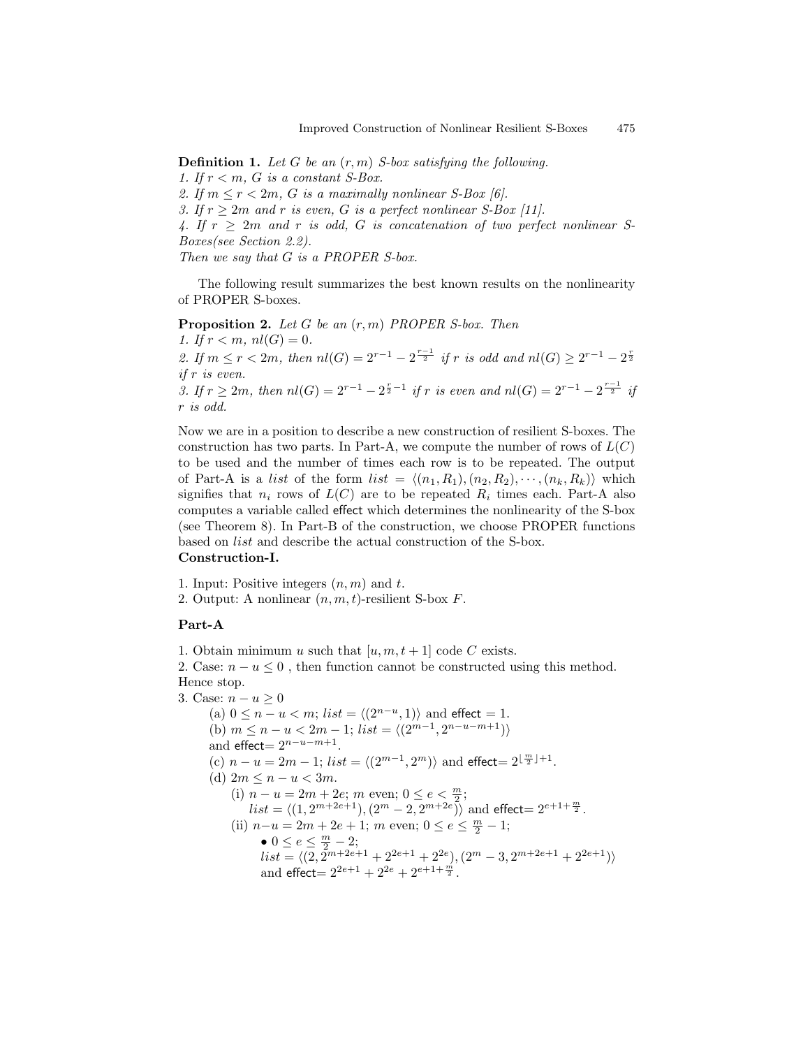**Definition 1.** *Let $G$ be an $(r, m)$ S-box satisfying the following.*
*1. If $r < m$, $G$ is a constant S-Box.*
*2. If $m \leq r < 2m$, $G$ is a maximally nonlinear S-Box [6].*
*3. If $r \geq 2m$ and $r$ is even, $G$ is a perfect nonlinear S-Box [11].*
*4. If $r \geq 2m$ and $r$ is odd, $G$ is concatenation of two perfect nonlinear S-Boxes(see Section 2.2).*
*Then we say that $G$ is a PROPER S-box.*

The following result summarizes the best known results on the nonlinearity of PROPER S-boxes.

**Proposition 2.** *Let $G$ be an $(r, m)$ PROPER S-box. Then*
*1. If $r < m$, $nl(G) = 0$.*
*2. If $m \leq r < 2m$, then $nl(G) = 2^{r-1} - 2^{\frac{r-1}{2}}$ if $r$ is odd and $nl(G) \geq 2^{r-1} - 2^{\frac{r}{2}}$ if $r$ is even.*
*3. If $r \geq 2m$, then $nl(G) = 2^{r-1} - 2^{\frac{r}{2}-1}$ if $r$ is even and $nl(G) = 2^{r-1} - 2^{\frac{r-1}{2}}$ if $r$ is odd.*

Now we are in a position to describe a new construction of resilient S-boxes. The construction has two parts. In Part-A, we compute the number of rows of $L(C)$ to be used and the number of times each row is to be repeated. The output of Part-A is a *list* of the form $list = \langle (n_1, R_1), (n_2, R_2), \cdots, (n_k, R_k) \rangle$ which signifies that $n_i$ rows of $L(C)$ are to be repeated $R_i$ times each. Part-A also computes a variable called effect which determines the nonlinearity of the S-box (see Theorem 8). In Part-B of the construction, we choose PROPER functions based on *list* and describe the actual construction of the S-box.

**Construction-I.**

1. Input: Positive integers $(n, m)$ and $t$.
2. Output: A nonlinear $(n, m, t)$-resilient S-box $F$.

**Part-A**

1. Obtain minimum $u$ such that $[u, m, t+1]$ code $C$ exists.
2. Case: $n - u \leq 0$ , then function cannot be constructed using this method. Hence stop.
3. Case: $n - u \geq 0$
   (a) $0 \leq n - u < m$; $list = \langle (2^{n-u}, 1) \rangle$ and effect $= 1$.
   (b) $m \leq n - u < 2m - 1$; $list = \langle (2^{m-1}, 2^{n-u-m+1}) \rangle$ and effect$= 2^{n-u-m+1}$.
   (c) $n - u = 2m - 1$; $list = \langle (2^{m-1}, 2^m) \rangle$ and effect$= 2^{\lfloor \frac{m}{2} \rfloor + 1}$.
   (d) $2m \leq n - u < 3m$.
      (i) $n - u = 2m + 2e$; $m$ even; $0 \leq e < \frac{m}{2}$;
      $list = \langle (1, 2^{m+2e+1}), (2^m - 2, 2^{m+2e}) \rangle$ and effect$= 2^{e+1+\frac{m}{2}}$.
      (ii) $n - u = 2m + 2e + 1$; $m$ even; $0 \leq e \leq \frac{m}{2} - 1$;
         • $0 \leq e \leq \frac{m}{2} - 2$;
         $list = \langle (2, 2^{m+2e+1} + 2^{2e+1} + 2^{2e}), (2^m - 3, 2^{m+2e+1} + 2^{2e+1}) \rangle$ and effect$= 2^{2e+1} + 2^{2e} + 2^{e+1+\frac{m}{2}}$.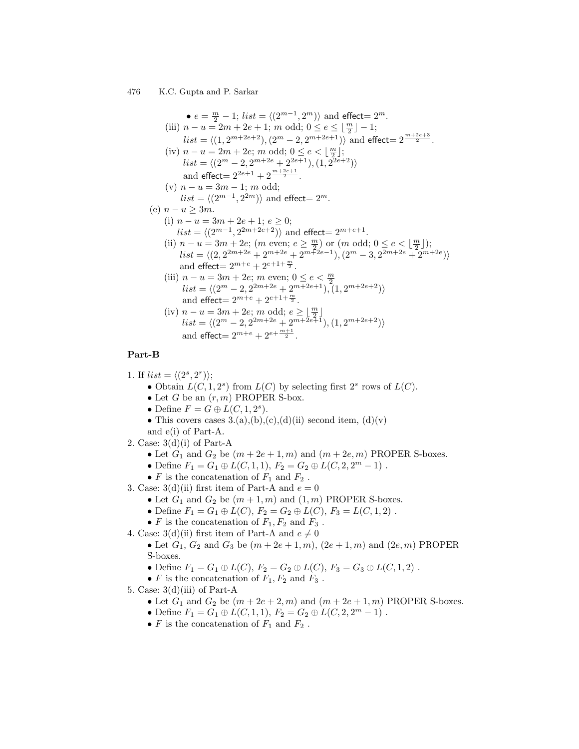- $e = \frac{m}{2} - 1$; $list = \langle (2^{m-1}, 2^m) \rangle$ and effect$= 2^m$.

  (iii) $n - u = 2m + 2e + 1$; $m$ odd; $0 \leq e \leq \lfloor \frac{m}{2} \rfloor - 1$;
  $list = \langle (1, 2^{m+2e+2}), (2^m - 2, 2^{m+2e+1}) \rangle$ and effect$= 2^{\frac{m+2e+3}{2}}$.

  (iv) $n - u = 2m + 2e$; $m$ odd; $0 \leq e < \lfloor \frac{m}{2} \rfloor$;
  $list = \langle (2^m - 2, 2^{m+2e} + 2^{2e+1}), (1, 2^{2e+2}) \rangle$
  and effect$= 2^{2e+1} + 2^{\frac{m+2e+1}{2}}$.

  (v) $n - u = 3m - 1$; $m$ odd;
  $list = \langle (2^{m-1}, 2^{2m}) \rangle$ and effect$= 2^m$.

(e) $n - u \geq 3m$.

  (i) $n - u = 3m + 2e + 1$; $e \geq 0$;
  $list = \langle (2^{m-1}, 2^{2m+2e+2}) \rangle$ and effect$= 2^{m+e+1}$.

  (ii) $n - u = 3m + 2e$; ($m$ even; $e \geq \frac{m}{2}$) or ($m$ odd; $0 \leq e < \lfloor \frac{m}{2} \rfloor$);
  $list = \langle (2, 2^{2m+2e} + 2^{m+2e} + 2^{m+2e-1}), (2^m - 3, 2^{2m+2e} + 2^{m+2e}) \rangle$
  and effect$= 2^{m+e} + 2^{e+1+\frac{m}{2}}$.

  (iii) $n - u = 3m + 2e$; $m$ even; $0 \leq e < \frac{m}{2}$
  $list = \langle (2^m - 2, 2^{2m+2e} + 2^{m+2e+1}), (1, 2^{m+2e+2}) \rangle$
  and effect$= 2^{m+e} + 2^{e+1+\frac{m}{2}}$.

  (iv) $n - u = 3m + 2e$; $m$ odd; $e \geq \lfloor \frac{m}{2} \rfloor$
  $list = \langle (2^m - 2, 2^{2m+2e} + 2^{m+2e+1}), (1, 2^{m+2e+2}) \rangle$
  and effect$= 2^{m+e} + 2^{e+\frac{m+1}{2}}$.

## Part-B

1. If $list = \langle (2^s, 2^r) \rangle$;
   - Obtain $L(C, 1, 2^s)$ from $L(C)$ by selecting first $2^s$ rows of $L(C)$.
   - Let $G$ be an $(r, m)$ PROPER S-box.
   - Define $F = G \oplus L(C, 1, 2^s)$.
   - This covers cases 3.(a),(b),(c),(d)(ii) second item, (d)(v) and e(i) of Part-A.
2. Case: 3(d)(i) of Part-A
   - Let $G_1$ and $G_2$ be $(m + 2e + 1, m)$ and $(m + 2e, m)$ PROPER S-boxes.
   - Define $F_1 = G_1 \oplus L(C, 1, 1)$, $F_2 = G_2 \oplus L(C, 2, 2^m - 1)$ .
   - $F$ is the concatenation of $F_1$ and $F_2$ .
3. Case: 3(d)(ii) first item of Part-A and $e = 0$
   - Let $G_1$ and $G_2$ be $(m + 1, m)$ and $(1, m)$ PROPER S-boxes.
   - Define $F_1 = G_1 \oplus L(C)$, $F_2 = G_2 \oplus L(C)$, $F_3 = L(C, 1, 2)$ .
   - $F$ is the concatenation of $F_1, F_2$ and $F_3$ .
4. Case: 3(d)(ii) first item of Part-A and $e \neq 0$
   - Let $G_1$, $G_2$ and $G_3$ be $(m + 2e + 1, m)$, $(2e + 1, m)$ and $(2e, m)$ PROPER S-boxes.
   - Define $F_1 = G_1 \oplus L(C)$, $F_2 = G_2 \oplus L(C)$, $F_3 = G_3 \oplus L(C, 1, 2)$ .
   - $F$ is the concatenation of $F_1, F_2$ and $F_3$ .
5. Case: 3(d)(iii) of Part-A
   - Let $G_1$ and $G_2$ be $(m + 2e + 2, m)$ and $(m + 2e + 1, m)$ PROPER S-boxes.
   - Define $F_1 = G_1 \oplus L(C, 1, 1)$, $F_2 = G_2 \oplus L(C, 2, 2^m - 1)$ .
   - $F$ is the concatenation of $F_1$ and $F_2$ .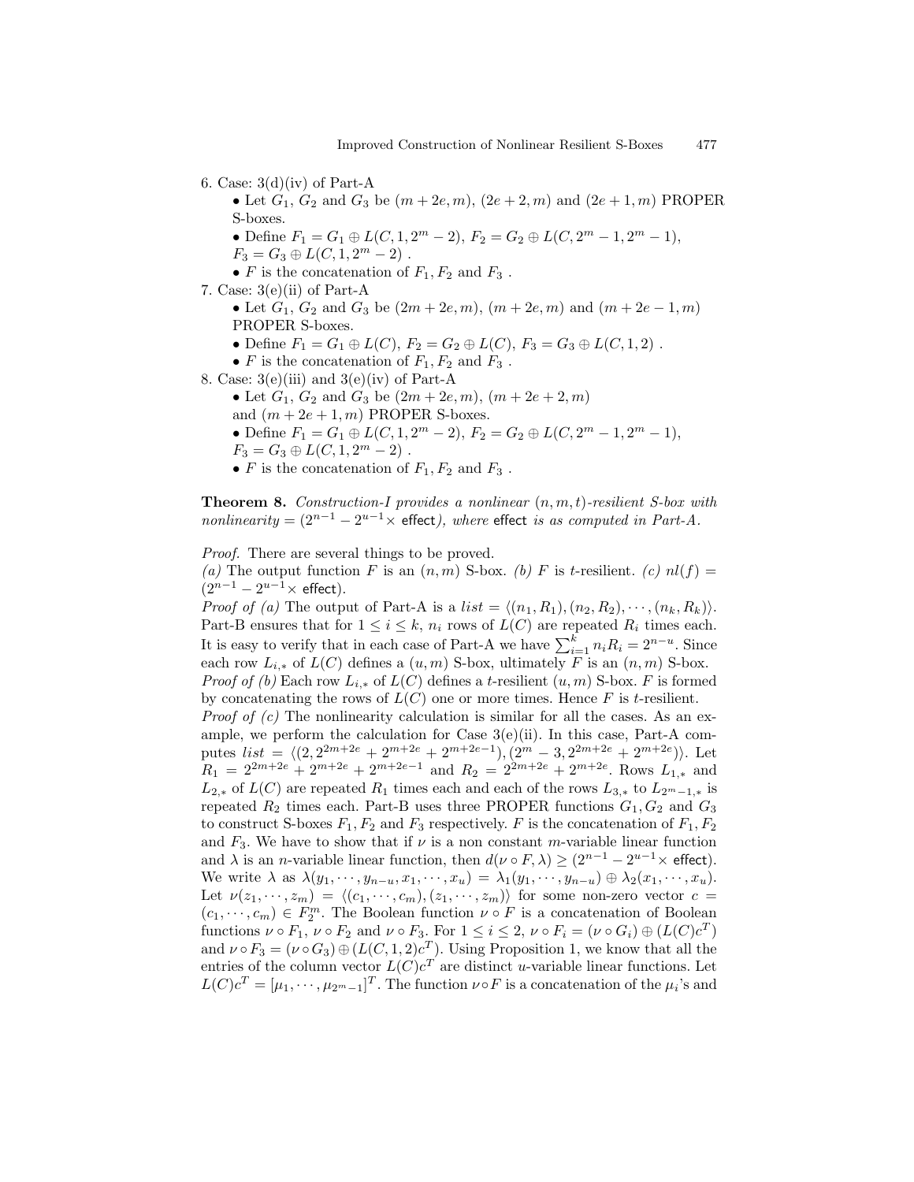6. Case: 3(d)(iv) of Part-A
   - Let $G_1$, $G_2$ and $G_3$ be $(m+2e, m)$, $(2e+2, m)$ and $(2e+1, m)$ PROPER S-boxes.
   - Define $F_1 = G_1 \oplus L(C, 1, 2^m - 2)$, $F_2 = G_2 \oplus L(C, 2^m - 1, 2^m - 1)$, $F_3 = G_3 \oplus L(C, 1, 2^m - 2)$ .
   - $F$ is the concatenation of $F_1$, $F_2$ and $F_3$ .
7. Case: 3(e)(ii) of Part-A
   - Let $G_1$, $G_2$ and $G_3$ be $(2m+2e, m)$, $(m+2e, m)$ and $(m+2e-1, m)$ PROPER S-boxes.
   - Define $F_1 = G_1 \oplus L(C)$, $F_2 = G_2 \oplus L(C)$, $F_3 = G_3 \oplus L(C, 1, 2)$ .
   - $F$ is the concatenation of $F_1$, $F_2$ and $F_3$ .
8. Case: 3(e)(iii) and 3(e)(iv) of Part-A
   - Let $G_1$, $G_2$ and $G_3$ be $(2m+2e, m)$, $(m+2e+2, m)$ and $(m+2e+1, m)$ PROPER S-boxes.
   - Define $F_1 = G_1 \oplus L(C, 1, 2^m - 2)$, $F_2 = G_2 \oplus L(C, 2^m - 1, 2^m - 1)$, $F_3 = G_3 \oplus L(C, 1, 2^m - 2)$ .
   - $F$ is the concatenation of $F_1$, $F_2$ and $F_3$ .

**Theorem 8.** *Construction-I provides a nonlinear $(n, m, t)$-resilient S-box with nonlinearity $= (2^{n-1} - 2^{u-1} \times$ effect$)$, where* effect *is as computed in Part-A.*

*Proof.* There are several things to be proved.
*(a)* The output function $F$ is an $(n, m)$ S-box. *(b)* $F$ is $t$-resilient. *(c)* $nl(f) = (2^{n-1} - 2^{u-1} \times$ effect$)$.
*Proof of (a)* The output of Part-A is a $list = \langle (n_1, R_1), (n_2, R_2), \cdots, (n_k, R_k) \rangle$. Part-B ensures that for $1 \le i \le k$, $n_i$ rows of $L(C)$ are repeated $R_i$ times each. It is easy to verify that in each case of Part-A we have $\sum_{i=1}^{k} n_i R_i = 2^{n-u}$. Since each row $L_{i,*}$ of $L(C)$ defines a $(u, m)$ S-box, ultimately $F$ is an $(n, m)$ S-box.
*Proof of (b)* Each row $L_{i,*}$ of $L(C)$ defines a $t$-resilient $(u, m)$ S-box. $F$ is formed by concatenating the rows of $L(C)$ one or more times. Hence $F$ is $t$-resilient.
*Proof of (c)* The nonlinearity calculation is similar for all the cases. As an example, we perform the calculation for Case 3(e)(ii). In this case, Part-A computes $list = \langle (2, 2^{2m+2e} + 2^{m+2e} + 2^{m+2e-1}), (2^m - 3, 2^{2m+2e} + 2^{m+2e}) \rangle$. Let $R_1 = 2^{2m+2e} + 2^{m+2e} + 2^{m+2e-1}$ and $R_2 = 2^{2m+2e} + 2^{m+2e}$. Rows $L_{1,*}$ and $L_{2,*}$ of $L(C)$ are repeated $R_1$ times each and each of the rows $L_{3,*}$ to $L_{2^m-1,*}$ is repeated $R_2$ times each. Part-B uses three PROPER functions $G_1, G_2$ and $G_3$ to construct S-boxes $F_1, F_2$ and $F_3$ respectively. $F$ is the concatenation of $F_1, F_2$ and $F_3$. We have to show that if $\nu$ is a non constant $m$-variable linear function and $\lambda$ is an $n$-variable linear function, then $d(\nu \circ F, \lambda) \ge (2^{n-1} - 2^{u-1} \times$ effect$)$. We write $\lambda$ as $\lambda(y_1, \cdots, y_{n-u}, x_1, \cdots, x_u) = \lambda_1(y_1, \cdots, y_{n-u}) \oplus \lambda_2(x_1, \cdots, x_u)$. Let $\nu(z_1, \cdots, z_m) = \langle (c_1, \cdots, c_m), (z_1, \cdots, z_m) \rangle$ for some non-zero vector $c = (c_1, \cdots, c_m) \in F_2^m$. The Boolean function $\nu \circ F$ is a concatenation of Boolean functions $\nu \circ F_1$, $\nu \circ F_2$ and $\nu \circ F_3$. For $1 \le i \le 2$, $\nu \circ F_i = (\nu \circ G_i) \oplus (L(C)c^T)$ and $\nu \circ F_3 = (\nu \circ G_3) \oplus (L(C, 1, 2)c^T)$. Using Proposition 1, we know that all the entries of the column vector $L(C)c^T$ are distinct $u$-variable linear functions. Let $L(C)c^T = [\mu_1, \cdots, \mu_{2^m-1}]^T$. The function $\nu \circ F$ is a concatenation of the $\mu_i$'s and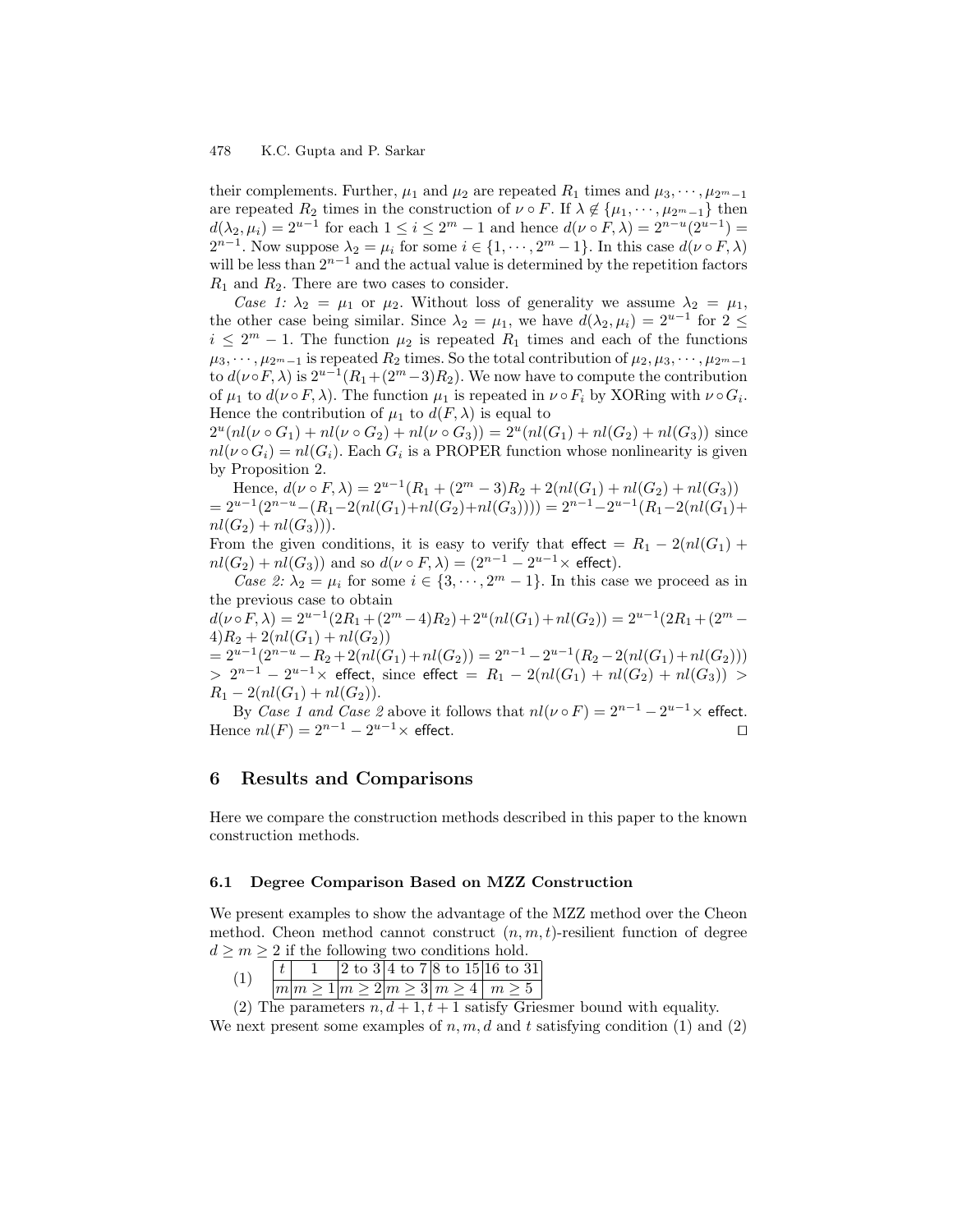their complements. Further, $\mu_1$ and $\mu_2$ are repeated $R_1$ times and $\mu_3, \cdots, \mu_{2^m-1}$ are repeated $R_2$ times in the construction of $\nu \circ F$. If $\lambda \notin \{\mu_1, \cdots, \mu_{2^m-1}\}$ then $d(\lambda_2, \mu_i) = 2^{u-1}$ for each $1 \leq i \leq 2^m - 1$ and hence $d(\nu \circ F, \lambda) = 2^{n-u}(2^{u-1}) = 2^{n-1}$. Now suppose $\lambda_2 = \mu_i$ for some $i \in \{1, \cdots, 2^m - 1\}$. In this case $d(\nu \circ F, \lambda)$ will be less than $2^{n-1}$ and the actual value is determined by the repetition factors $R_1$ and $R_2$. There are two cases to consider.

*Case 1:* $\lambda_2 = \mu_1$ or $\mu_2$. Without loss of generality we assume $\lambda_2 = \mu_1$, the other case being similar. Since $\lambda_2 = \mu_1$, we have $d(\lambda_2, \mu_i) = 2^{u-1}$ for $2 \leq i \leq 2^m - 1$. The function $\mu_2$ is repeated $R_1$ times and each of the functions $\mu_3, \cdots, \mu_{2^m-1}$ is repeated $R_2$ times. So the total contribution of $\mu_2, \mu_3, \cdots, \mu_{2^m-1}$ to $d(\nu \circ F, \lambda)$ is $2^{u-1}(R_1 + (2^m - 3)R_2)$. We now have to compute the contribution of $\mu_1$ to $d(\nu \circ F, \lambda)$. The function $\mu_1$ is repeated in $\nu \circ F_i$ by XORing with $\nu \circ G_i$. Hence the contribution of $\mu_1$ to $d(F, \lambda)$ is equal to

$2^u(nl(\nu \circ G_1) + nl(\nu \circ G_2) + nl(\nu \circ G_3)) = 2^u(nl(G_1) + nl(G_2) + nl(G_3))$ since $nl(\nu \circ G_i) = nl(G_i)$. Each $G_i$ is a PROPER function whose nonlinearity is given by Proposition 2.

Hence, $d(\nu \circ F, \lambda) = 2^{u-1}(R_1 + (2^m - 3)R_2 + 2(nl(G_1) + nl(G_2) + nl(G_3))$
$= 2^{u-1}(2^{n-u} - (R_1 - 2(nl(G_1) + nl(G_2) + nl(G_3)))) = 2^{n-1} - 2^{u-1}(R_1 - 2(nl(G_1) + nl(G_2) + nl(G_3)))$.

From the given conditions, it is easy to verify that effect $= R_1 - 2(nl(G_1) + nl(G_2) + nl(G_3))$ and so $d(\nu \circ F, \lambda) = (2^{n-1} - 2^{u-1} \times$ effect$)$.

*Case 2:* $\lambda_2 = \mu_i$ for some $i \in \{3, \cdots, 2^m - 1\}$. In this case we proceed as in the previous case to obtain

$d(\nu \circ F, \lambda) = 2^{u-1}(2R_1 + (2^m - 4)R_2) + 2^u(nl(G_1) + nl(G_2)) = 2^{u-1}(2R_1 + (2^m - 4)R_2 + 2(nl(G_1) + nl(G_2))$
$= 2^{u-1}(2^{n-u} - R_2 + 2(nl(G_1) + nl(G_2))) = 2^{n-1} - 2^{u-1}(R_2 - 2(nl(G_1) + nl(G_2)))$
$> 2^{n-1} - 2^{u-1} \times$ effect, since effect $= R_1 - 2(nl(G_1) + nl(G_2) + nl(G_3)) > R_1 - 2(nl(G_1) + nl(G_2))$.

By *Case 1 and Case 2* above it follows that $nl(\nu \circ F) = 2^{n-1} - 2^{u-1} \times$ effect. Hence $nl(F) = 2^{n-1} - 2^{u-1} \times$ effect. □

## 6 Results and Comparisons

Here we compare the construction methods described in this paper to the known construction methods.

### 6.1 Degree Comparison Based on MZZ Construction

We present examples to show the advantage of the MZZ method over the Cheon method. Cheon method cannot construct $(n, m, t)$-resilient function of degree $d \geq m \geq 2$ if the following two conditions hold.

(1)

| $t$ | 1 | 2 to 3 | 4 to 7 | 8 to 15 | 16 to 31 |
|---|---|---|---|---|---|
| $m$ | $m \geq 1$ | $m \geq 2$ | $m \geq 3$ | $m \geq 4$ | $m \geq 5$ |

(2) The parameters $n, d + 1, t + 1$ satisfy Griesmer bound with equality.

We next present some examples of $n, m, d$ and $t$ satisfying condition (1) and (2)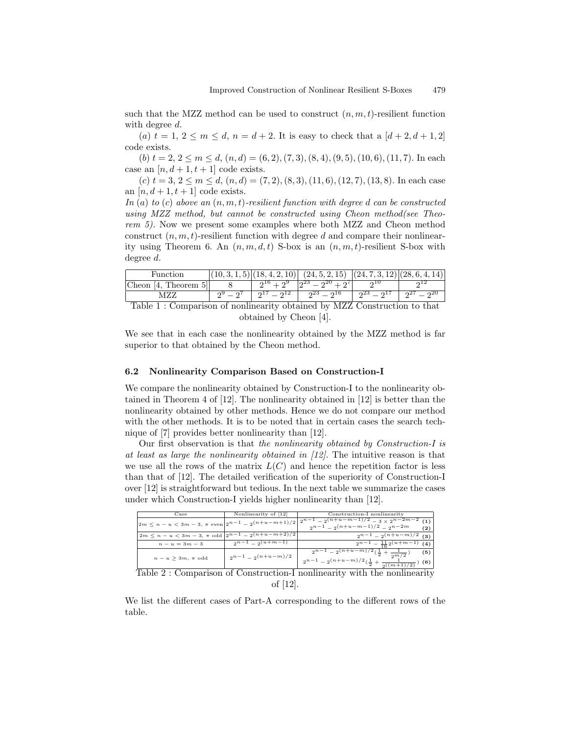such that the MZZ method can be used to construct $(n, m, t)$-resilient function with degree $d$.

(*a*) $t = 1$, $2 \le m \le d$, $n = d + 2$. It is easy to check that a $[d+2, d+1, 2]$ code exists.

(*b*) $t = 2$, $2 \le m \le d$, $(n, d) = (6, 2), (7, 3), (8, 4), (9, 5), (10, 6), (11, 7)$. In each case an $[n, d+1, t+1]$ code exists.

(*c*) $t = 3$, $2 \le m \le d$, $(n, d) = (7, 2), (8, 3), (11, 6), (12, 7), (13, 8)$. In each case an $[n, d+1, t+1]$ code exists.

*In (a) to (c) above an $(n, m, t)$-resilient function with degree $d$ can be constructed using MZZ method, but cannot be constructed using Cheon method(see Theorem 5).* Now we present some examples where both MZZ and Cheon method construct $(n, m, t)$-resilient function with degree $d$ and compare their nonlinearity using Theorem 6. An $(n, m, d, t)$ S-box is an $(n, m, t)$-resilient S-box with degree $d$.

| Function | $(10, 3, 1, 5)$ | $(18, 4, 2, 10)$ | $(24, 5, 2, 15)$ | $(24, 7, 3, 12)$ | $(28, 6, 4, 14)$ |
|---|---|---|---|---|---|
| Cheon [4, Theorem 5] | 8 | $2^{16} + 2^{9}$ | $2^{23} - 2^{20} + 2^{7}$ | $2^{10}$ | $2^{12}$ |
| MZZ | $2^{9} - 2^{7}$ | $2^{17} - 2^{12}$ | $2^{23} - 2^{16}$ | $2^{23} - 2^{17}$ | $2^{27} - 2^{20}$ |

Table 1 : Comparison of nonlinearity obtained by MZZ Construction to that obtained by Cheon [4].

We see that in each case the nonlinearity obtained by the MZZ method is far superior to that obtained by the Cheon method.

### 6.2 Nonlinearity Comparison Based on Construction-I

We compare the nonlinearity obtained by Construction-I to the nonlinearity obtained in Theorem 4 of [12]. The nonlinearity obtained in [12] is better than the nonlinearity obtained by other methods. Hence we do not compare our method with the other methods. It is to be noted that in certain cases the search technique of [7] provides better nonlinearity than [12].

Our first observation is that *the nonlinearity obtained by Construction-I is at least as large the nonlinearity obtained in [12].* The intuitive reason is that we use all the rows of the matrix $L(C)$ and hence the repetition factor is less than that of [12]. The detailed verification of the superiority of Construction-I over [12] is straightforward but tedious. In the next table we summarize the cases under which Construction-I yields higher nonlinearity than [12].

| Case | Nonlinearity of [12] | Construction-I nonlinearity |
|---|---|---|
| $2m \le n - u < 3m - 3$, $\pi$ even | $2^{n-1} - 2^{(n+u-m+1)/2}$ | $2^{n-1} - 2^{(n+u-m-1)/2} - 3 \times 2^{n-2m-2}$ **(1)** <br> $2^{n-1} - 2^{(n+u-m-1)/2} - 2^{n-2m}$ **(2)** |
| $2m \le n - u < 3m - 3$, $\pi$ odd | $2^{n-1} - 2^{(n+u-m+2)/2}$ | $2^{n-1} - 2^{(n+u-m)/2}$ **(3)** |
| $n - u = 3m - 3$ | $2^{n-1} - 2^{(u+m-1)}$ | $2^{n-1} - \frac{11}{16} 2^{(u+m-1)}$ **(4)** |
| $n - u \ge 3m$, $\pi$ odd | $2^{n-1} - 2^{(n+u-m)/2}$ | $2^{n-1} - 2^{(n+u-m)/2}(\frac{1}{2} + \frac{1}{2^{m/2}})$ **(5)** <br> $2^{n-1} - 2^{(n+u-m)/2}(\frac{1}{2} + \frac{1}{2^{((m+1)/2)}})$ **(6)** |

Table 2 : Comparison of Construction-I nonlinearity with the nonlinearity of [12].

We list the different cases of Part-A corresponding to the different rows of the table.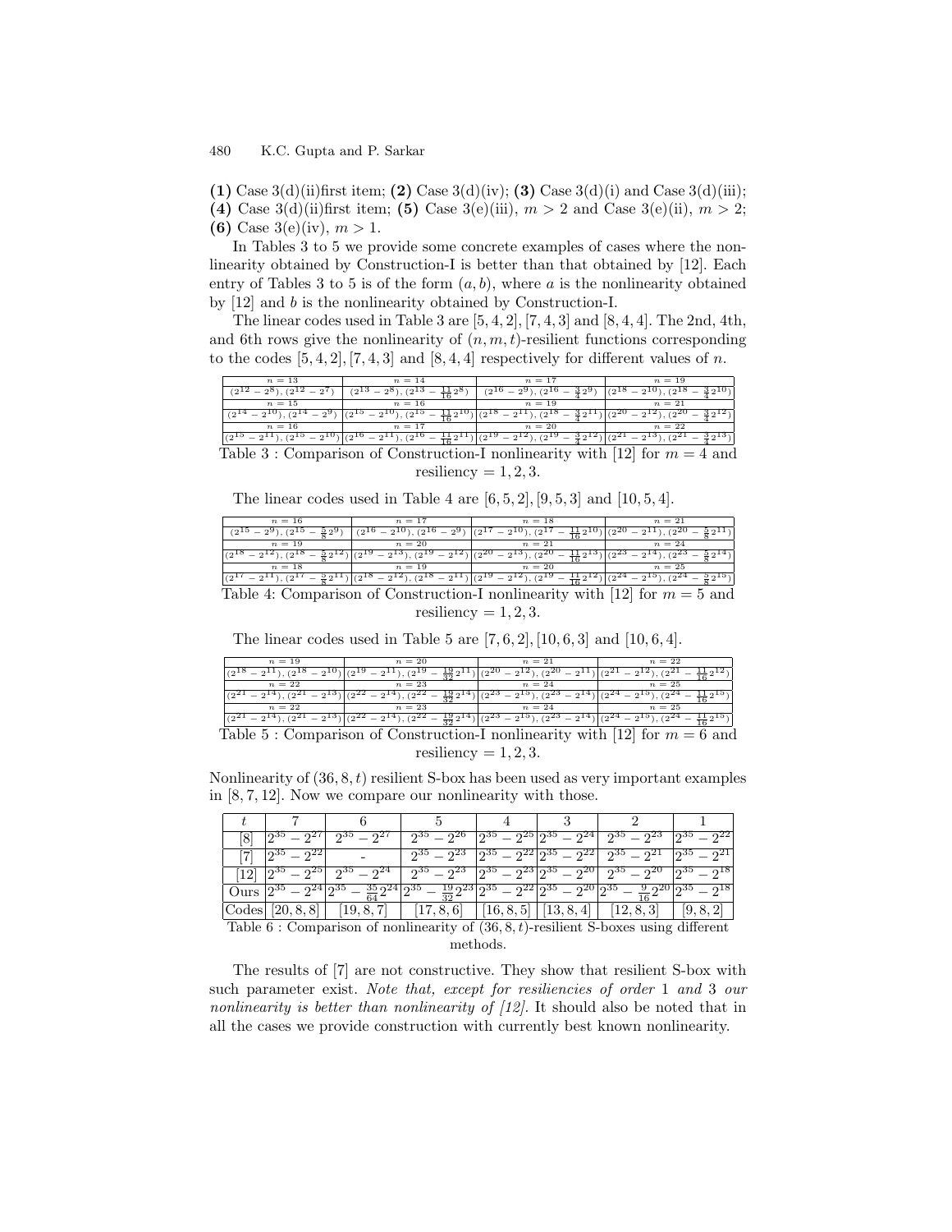**(1)** Case 3(d)(ii)first item; **(2)** Case 3(d)(iv); **(3)** Case 3(d)(i) and Case 3(d)(iii); **(4)** Case 3(d)(ii)first item; **(5)** Case 3(e)(iii), $m > 2$ and Case 3(e)(ii), $m > 2$; **(6)** Case 3(e)(iv), $m > 1$.

In Tables 3 to 5 we provide some concrete examples of cases where the nonlinearity obtained by Construction-I is better than that obtained by [12]. Each entry of Tables 3 to 5 is of the form $(a, b)$, where $a$ is the nonlinearity obtained by [12] and $b$ is the nonlinearity obtained by Construction-I.

The linear codes used in Table 3 are $[5, 4, 2], [7, 4, 3]$ and $[8, 4, 4]$. The 2nd, 4th, and 6th rows give the nonlinearity of $(n, m, t)$-resilient functions corresponding to the codes $[5, 4, 2], [7, 4, 3]$ and $[8, 4, 4]$ respectively for different values of $n$.

| $n = 13$ | $n = 14$ | $n = 17$ | $n = 19$ |
|---|---|---|---|
| $(2^{12} - 2^8), (2^{12} - 2^7)$ | $(2^{13} - 2^8), (2^{13} - \frac{11}{16}2^8)$ | $(2^{16} - 2^9), (2^{16} - \frac{3}{4}2^9)$ | $(2^{18} - 2^{10}), (2^{18} - \frac{3}{4}2^{10})$ |
| $n = 15$ | $n = 16$ | $n = 19$ | $n = 21$ |
| $(2^{14} - 2^{10}), (2^{14} - 2^9)$ | $(2^{15} - 2^{10}), (2^{15} - \frac{11}{16}2^{10})$ | $(2^{18} - 2^{11}), (2^{18} - \frac{3}{4}2^{11})$ | $(2^{20} - 2^{12}), (2^{20} - \frac{3}{4}2^{12})$ |
| $n = 16$ | $n = 17$ | $n = 20$ | $n = 22$ |
| $(2^{15} - 2^{11}), (2^{15} - 2^{10})$ | $(2^{16} - 2^{11}), (2^{16} - \frac{11}{16}2^{11})$ | $(2^{19} - 2^{12}), (2^{19} - \frac{3}{4}2^{12})$ | $(2^{21} - 2^{13}), (2^{21} - \frac{3}{4}2^{13})$ |

Table 3 : Comparison of Construction-I nonlinearity with [12] for $m = 4$ and resiliency = 1, 2, 3.

The linear codes used in Table 4 are $[6, 5, 2], [9, 5, 3]$ and $[10, 5, 4]$.

| $n = 16$ | $n = 17$ | $n = 18$ | $n = 21$ |
|---|---|---|---|
| $(2^{15} - 2^9), (2^{15} - \frac{5}{8}2^9)$ | $(2^{16} - 2^{10}), (2^{16} - 2^9)$ | $(2^{17} - 2^{10}), (2^{17} - \frac{11}{16}2^{10})$ | $(2^{20} - 2^{11}), (2^{20} - \frac{5}{8}2^{11})$ |
| $n = 19$ | $n = 20$ | $n = 21$ | $n = 24$ |
| $(2^{18} - 2^{12}), (2^{18} - \frac{5}{8}2^{12})$ | $(2^{19} - 2^{13}), (2^{19} - 2^{12})$ | $(2^{20} - 2^{13}), (2^{20} - \frac{11}{16}2^{13})$ | $(2^{23} - 2^{14}), (2^{23} - \frac{5}{8}2^{14})$ |
| $n = 18$ | $n = 19$ | $n = 20$ | $n = 25$ |
| $(2^{17} - 2^{11}), (2^{17} - \frac{5}{8}2^{11})$ | $(2^{18} - 2^{12}), (2^{18} - 2^{11})$ | $(2^{19} - 2^{12}), (2^{19} - \frac{11}{16}2^{12})$ | $(2^{24} - 2^{15}), (2^{24} - \frac{5}{8}2^{15})$ |

Table 4: Comparison of Construction-I nonlinearity with [12] for $m = 5$ and resiliency = 1, 2, 3.

The linear codes used in Table 5 are $[7, 6, 2], [10, 6, 3]$ and $[10, 6, 4]$.

| $n = 19$ | $n = 20$ | $n = 21$ | $n = 22$ |
|---|---|---|---|
| $(2^{18} - 2^{11}), (2^{18} - 2^{10})$ | $(2^{19} - 2^{11}), (2^{19} - \frac{19}{32}2^{11})$ | $(2^{20} - 2^{12}), (2^{20} - 2^{11})$ | $(2^{21} - 2^{12}), (2^{21} - \frac{11}{16}2^{12})$ |
| $n = 22$ | $n = 23$ | $n = 24$ | $n = 25$ |
| $(2^{21} - 2^{14}), (2^{21} - 2^{13})$ | $(2^{22} - 2^{14}), (2^{22} - \frac{19}{32}2^{14})$ | $(2^{23} - 2^{15}), (2^{23} - 2^{14})$ | $(2^{24} - 2^{15}), (2^{24} - \frac{11}{16}2^{15})$ |
| $n = 22$ | $n = 23$ | $n = 24$ | $n = 25$ |
| $(2^{21} - 2^{14}), (2^{21} - 2^{13})$ | $(2^{22} - 2^{14}), (2^{22} - \frac{19}{32}2^{14})$ | $(2^{23} - 2^{15}), (2^{23} - 2^{14})$ | $(2^{24} - 2^{15}), (2^{24} - \frac{11}{16}2^{15})$ |

Table 5 : Comparison of Construction-I nonlinearity with [12] for $m = 6$ and resiliency = 1, 2, 3.

Nonlinearity of $(36, 8, t)$ resilient S-box has been used as very important examples in [8, 7, 12]. Now we compare our nonlinearity with those.

| $t$ | 7 | 6 | 5 | 4 | 3 | 2 | 1 |
|---|---|---|---|---|---|---|---|
| [8] | $2^{35} - 2^{27}$ | $2^{35} - 2^{27}$ | $2^{35} - 2^{26}$ | $2^{35} - 2^{25}$ | $2^{35} - 2^{24}$ | $2^{35} - 2^{23}$ | $2^{35} - 2^{22}$ |
| [7] | $2^{35} - 2^{22}$ | - | $2^{35} - 2^{23}$ | $2^{35} - 2^{22}$ | $2^{35} - 2^{22}$ | $2^{35} - 2^{21}$ | $2^{35} - 2^{21}$ |
| [12] | $2^{35} - 2^{25}$ | $2^{35} - 2^{24}$ | $2^{35} - 2^{23}$ | $2^{35} - 2^{23}$ | $2^{35} - 2^{20}$ | $2^{35} - 2^{20}$ | $2^{35} - 2^{18}$ |
| Ours | $2^{35} - 2^{24}$ | $2^{35} - \frac{35}{64}2^{24}$ | $2^{35} - \frac{19}{32}2^{23}$ | $2^{35} - 2^{22}$ | $2^{35} - 2^{20}$ | $2^{35} - \frac{9}{16}2^{20}$ | $2^{35} - 2^{18}$ |
| Codes | $[20, 8, 8]$ | $[19, 8, 7]$ | $[17, 8, 6]$ | $[16, 8, 5]$ | $[13, 8, 4]$ | $[12, 8, 3]$ | $[9, 8, 2]$ |

Table 6 : Comparison of nonlinearity of $(36, 8, t)$-resilient S-boxes using different methods.

The results of [7] are not constructive. They show that resilient S-box with such parameter exist. *Note that, except for resiliencies of order* 1 *and* 3 *our nonlinearity is better than nonlinearity of [12].* It should also be noted that in all the cases we provide construction with currently best known nonlinearity.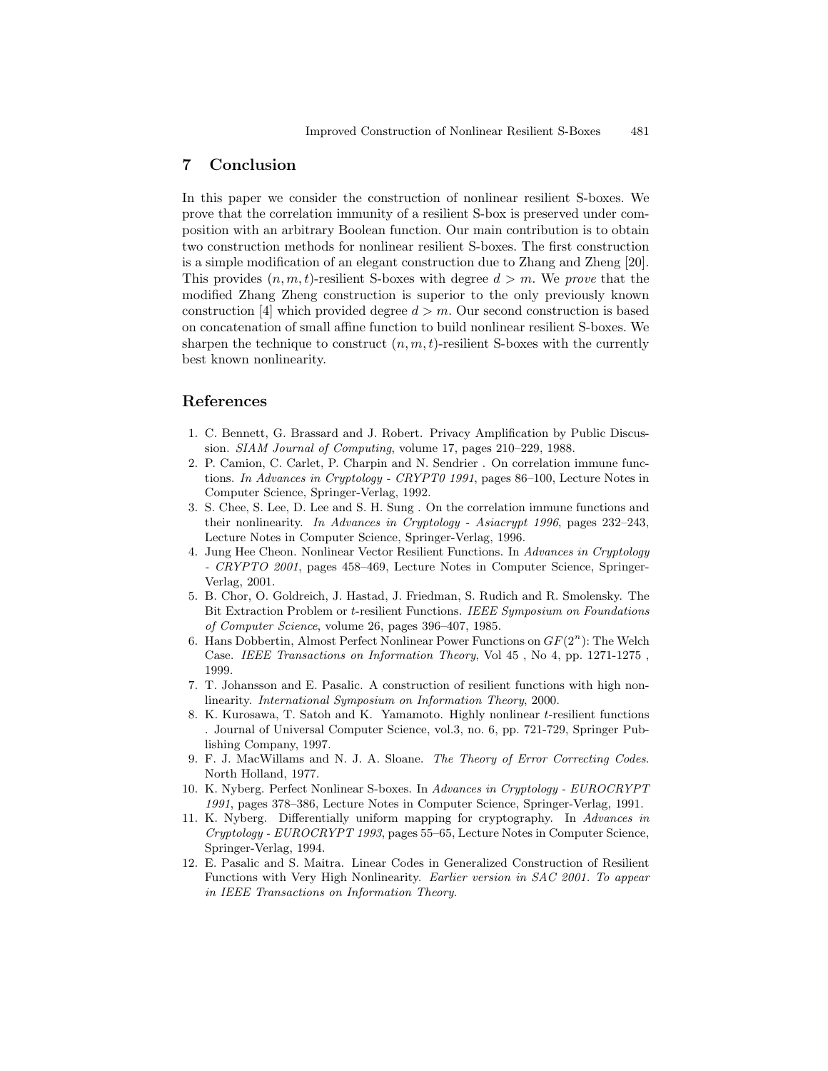## 7 Conclusion

In this paper we consider the construction of nonlinear resilient S-boxes. We prove that the correlation immunity of a resilient S-box is preserved under composition with an arbitrary Boolean function. Our main contribution is to obtain two construction methods for nonlinear resilient S-boxes. The first construction is a simple modification of an elegant construction due to Zhang and Zheng [20]. This provides $(n, m, t)$-resilient S-boxes with degree $d > m$. We *prove* that the modified Zhang Zheng construction is superior to the only previously known construction [4] which provided degree $d > m$. Our second construction is based on concatenation of small affine function to build nonlinear resilient S-boxes. We sharpen the technique to construct $(n, m, t)$-resilient S-boxes with the currently best known nonlinearity.

## References

1. C. Bennett, G. Brassard and J. Robert. Privacy Amplification by Public Discussion. *SIAM Journal of Computing*, volume 17, pages 210–229, 1988.
2. P. Camion, C. Carlet, P. Charpin and N. Sendrier . On correlation immune functions. *In Advances in Cryptology - CRYPT0 1991*, pages 86–100, Lecture Notes in Computer Science, Springer-Verlag, 1992.
3. S. Chee, S. Lee, D. Lee and S. H. Sung . On the correlation immune functions and their nonlinearity. *In Advances in Cryptology - Asiacrypt 1996*, pages 232–243, Lecture Notes in Computer Science, Springer-Verlag, 1996.
4. Jung Hee Cheon. Nonlinear Vector Resilient Functions. In *Advances in Cryptology - CRYPTO 2001*, pages 458–469, Lecture Notes in Computer Science, Springer-Verlag, 2001.
5. B. Chor, O. Goldreich, J. Hastad, J. Friedman, S. Rudich and R. Smolensky. The Bit Extraction Problem or $t$-resilient Functions. *IEEE Symposium on Foundations of Computer Science*, volume 26, pages 396–407, 1985.
6. Hans Dobbertin, Almost Perfect Nonlinear Power Functions on $GF(2^n)$: The Welch Case. *IEEE Transactions on Information Theory*, Vol 45 , No 4, pp. 1271-1275 , 1999.
7. T. Johansson and E. Pasalic. A construction of resilient functions with high nonlinearity. *International Symposium on Information Theory*, 2000.
8. K. Kurosawa, T. Satoh and K. Yamamoto. Highly nonlinear $t$-resilient functions . Journal of Universal Computer Science, vol.3, no. 6, pp. 721-729, Springer Publishing Company, 1997.
9. F. J. MacWillams and N. J. A. Sloane. *The Theory of Error Correcting Codes*. North Holland, 1977.
10. K. Nyberg. Perfect Nonlinear S-boxes. In *Advances in Cryptology - EUROCRYPT 1991*, pages 378–386, Lecture Notes in Computer Science, Springer-Verlag, 1991.
11. K. Nyberg. Differentially uniform mapping for cryptography. In *Advances in Cryptology - EUROCRYPT 1993*, pages 55–65, Lecture Notes in Computer Science, Springer-Verlag, 1994.
12. E. Pasalic and S. Maitra. Linear Codes in Generalized Construction of Resilient Functions with Very High Nonlinearity. *Earlier version in SAC 2001. To appear in IEEE Transactions on Information Theory.*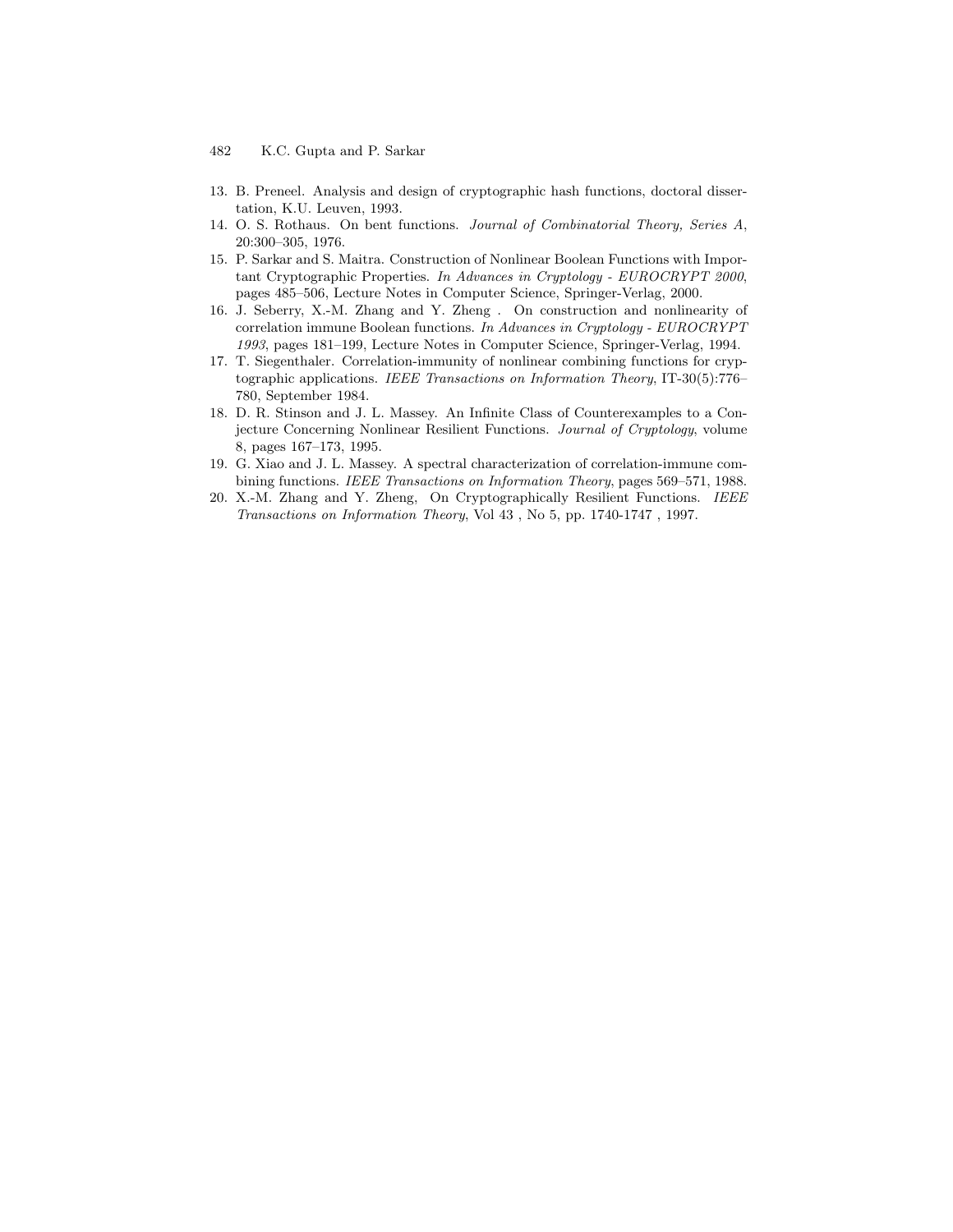13. B. Preneel. Analysis and design of cryptographic hash functions, doctoral dissertation, K.U. Leuven, 1993.
14. O. S. Rothaus. On bent functions. *Journal of Combinatorial Theory, Series A*, 20:300–305, 1976.
15. P. Sarkar and S. Maitra. Construction of Nonlinear Boolean Functions with Important Cryptographic Properties. *In Advances in Cryptology - EUROCRYPT 2000*, pages 485–506, Lecture Notes in Computer Science, Springer-Verlag, 2000.
16. J. Seberry, X.-M. Zhang and Y. Zheng . On construction and nonlinearity of correlation immune Boolean functions. *In Advances in Cryptology - EUROCRYPT 1993*, pages 181–199, Lecture Notes in Computer Science, Springer-Verlag, 1994.
17. T. Siegenthaler. Correlation-immunity of nonlinear combining functions for cryptographic applications. *IEEE Transactions on Information Theory*, IT-30(5):776–780, September 1984.
18. D. R. Stinson and J. L. Massey. An Infinite Class of Counterexamples to a Conjecture Concerning Nonlinear Resilient Functions. *Journal of Cryptology*, volume 8, pages 167–173, 1995.
19. G. Xiao and J. L. Massey. A spectral characterization of correlation-immune combining functions. *IEEE Transactions on Information Theory*, pages 569–571, 1988.
20. X.-M. Zhang and Y. Zheng, On Cryptographically Resilient Functions. *IEEE Transactions on Information Theory*, Vol 43 , No 5, pp. 1740-1747 , 1997.